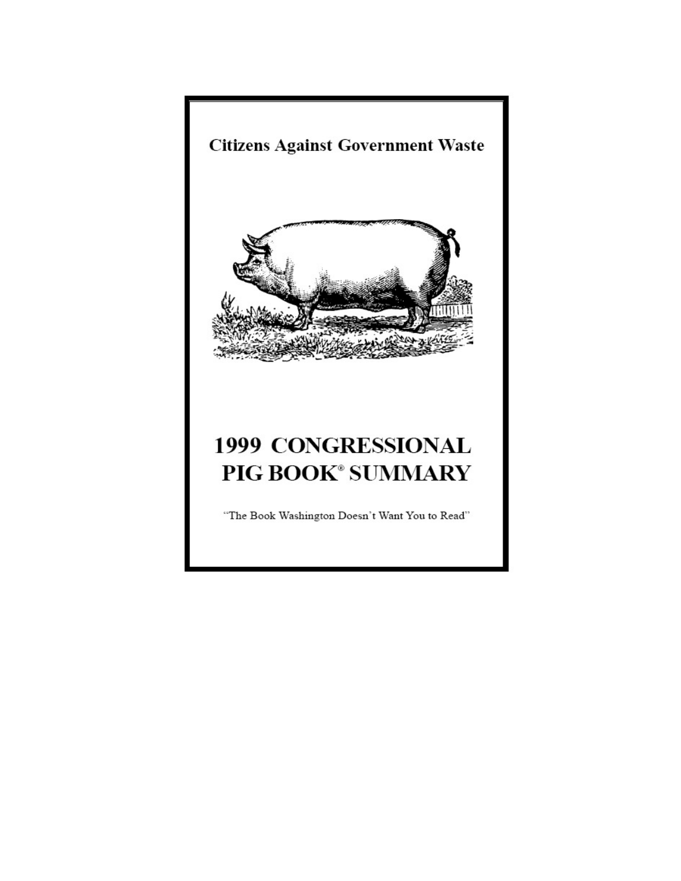**Citizens Against Government Waste**

# 1999 CONGRESSIONAL PIG BOOK® SUMMARY

"The Book Washington Doesn't Want You to Read"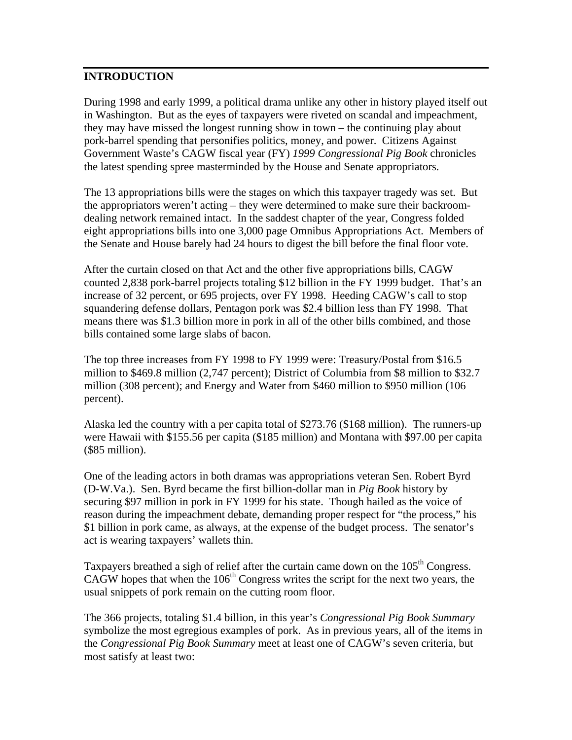## INTRODUCTION

During 1998 and early 1999, a political drama unlike any other in history played itself out in Washington. But as the eyes of taxpayers were riveted on scandal and impeachment, they may have missed the longest running show in town – the continuing play about pork-barrel spending that personifies politics, money, and power. Citizens Against Government Waste's CAGW fiscal year (FY) *1999 Congressional Pig Book* chronicles the latest spending spree masterminded by the House and Senate appropriators.

The 13 appropriations bills were the stages on which this taxpayer tragedy was set. But the appropriators weren't acting – they were determined to make sure their backroom-dealing network remained intact. In the saddest chapter of the year, Congress folded eight appropriations bills into one 3,000 page Omnibus Appropriations Act. Members of the Senate and House barely had 24 hours to digest the bill before the final floor vote.

After the curtain closed on that Act and the other five appropriations bills, CAGW counted 2,838 pork-barrel projects totaling $12 billion in the FY 1999 budget. That's an increase of 32 percent, or 695 projects, over FY 1998. Heeding CAGW's call to stop squandering defense dollars, Pentagon pork was $2.4 billion less than FY 1998. That means there was $1.3 billion more in pork in all of the other bills combined, and those bills contained some large slabs of bacon.

The top three increases from FY 1998 to FY 1999 were: Treasury/Postal from $16.5 million to $469.8 million (2,747 percent); District of Columbia from $8 million to $32.7 million (308 percent); and Energy and Water from $460 million to $950 million (106 percent).

Alaska led the country with a per capita total of $273.76 ($168 million). The runners-up were Hawaii with $155.56 per capita ($185 million) and Montana with $97.00 per capita ($85 million).

One of the leading actors in both dramas was appropriations veteran Sen. Robert Byrd (D-W.Va.). Sen. Byrd became the first billion-dollar man in *Pig Book* history by securing $97 million in pork in FY 1999 for his state. Though hailed as the voice of reason during the impeachment debate, demanding proper respect for "the process," his $1 billion in pork came, as always, at the expense of the budget process. The senator's act is wearing taxpayers' wallets thin.

Taxpayers breathed a sigh of relief after the curtain came down on the 105th Congress. CAGW hopes that when the 106th Congress writes the script for the next two years, the usual snippets of pork remain on the cutting room floor.

The 366 projects, totaling $1.4 billion, in this year's *Congressional Pig Book Summary* symbolize the most egregious examples of pork. As in previous years, all of the items in the *Congressional Pig Book Summary* meet at least one of CAGW's seven criteria, but most satisfy at least two: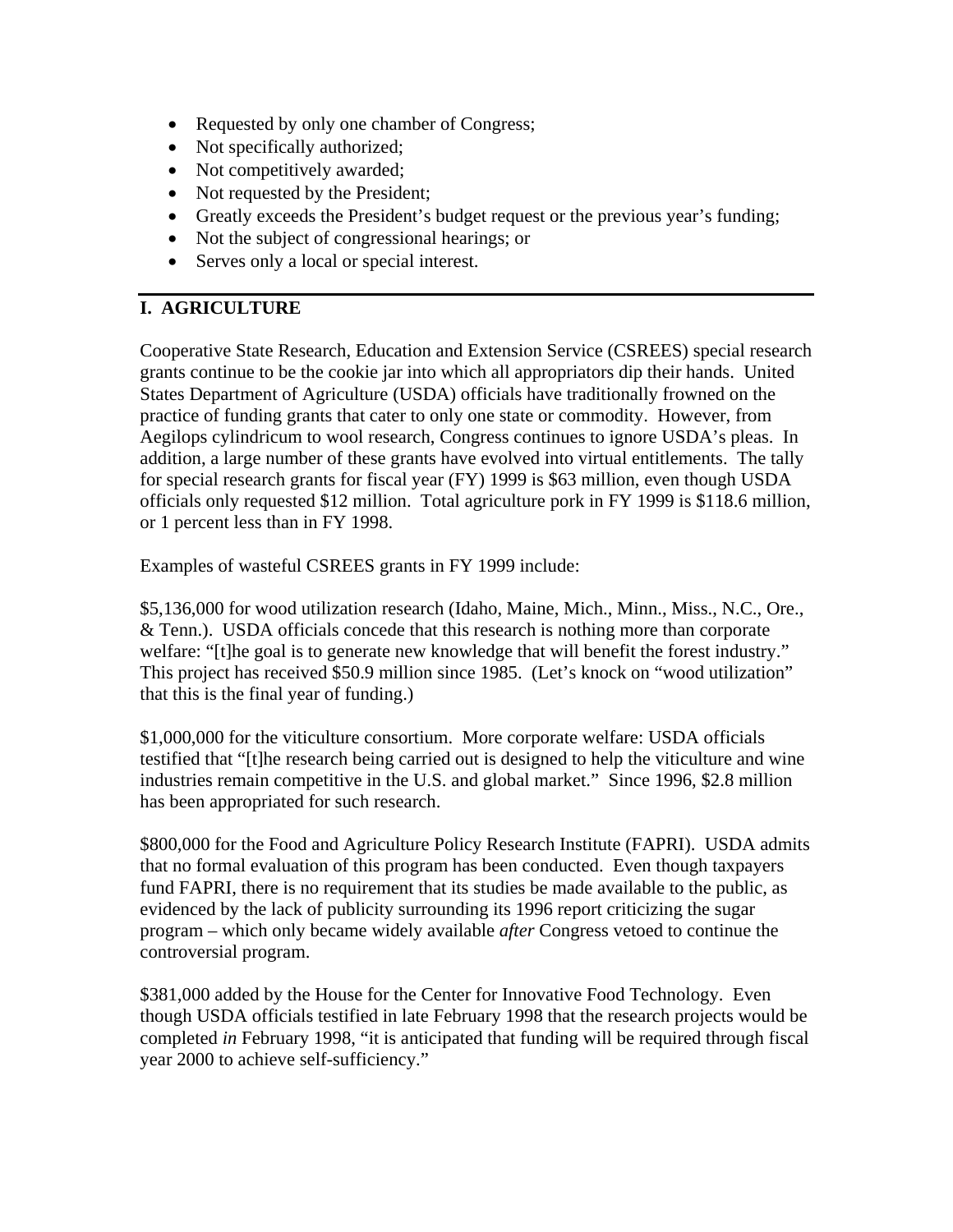- Requested by only one chamber of Congress;
- Not specifically authorized;
- Not competitively awarded;
- Not requested by the President;
- Greatly exceeds the President's budget request or the previous year's funding;
- Not the subject of congressional hearings; or
- Serves only a local or special interest.

---

## I. AGRICULTURE

Cooperative State Research, Education and Extension Service (CSREES) special research grants continue to be the cookie jar into which all appropriators dip their hands. United States Department of Agriculture (USDA) officials have traditionally frowned on the practice of funding grants that cater to only one state or commodity. However, from Aegilops cylindricum to wool research, Congress continues to ignore USDA's pleas. In addition, a large number of these grants have evolved into virtual entitlements. The tally for special research grants for fiscal year (FY) 1999 is $63 million, even though USDA officials only requested $12 million. Total agriculture pork in FY 1999 is $118.6 million, or 1 percent less than in FY 1998.

Examples of wasteful CSREES grants in FY 1999 include:

$5,136,000 for wood utilization research (Idaho, Maine, Mich., Minn., Miss., N.C., Ore., & Tenn.). USDA officials concede that this research is nothing more than corporate welfare: "[t]he goal is to generate new knowledge that will benefit the forest industry." This project has received $50.9 million since 1985. (Let's knock on "wood utilization" that this is the final year of funding.)

$1,000,000 for the viticulture consortium. More corporate welfare: USDA officials testified that "[t]he research being carried out is designed to help the viticulture and wine industries remain competitive in the U.S. and global market." Since 1996, $2.8 million has been appropriated for such research.

$800,000 for the Food and Agriculture Policy Research Institute (FAPRI). USDA admits that no formal evaluation of this program has been conducted. Even though taxpayers fund FAPRI, there is no requirement that its studies be made available to the public, as evidenced by the lack of publicity surrounding its 1996 report criticizing the sugar program – which only became widely available *after* Congress vetoed to continue the controversial program.

$381,000 added by the House for the Center for Innovative Food Technology. Even though USDA officials testified in late February 1998 that the research projects would be completed *in* February 1998, "it is anticipated that funding will be required through fiscal year 2000 to achieve self-sufficiency."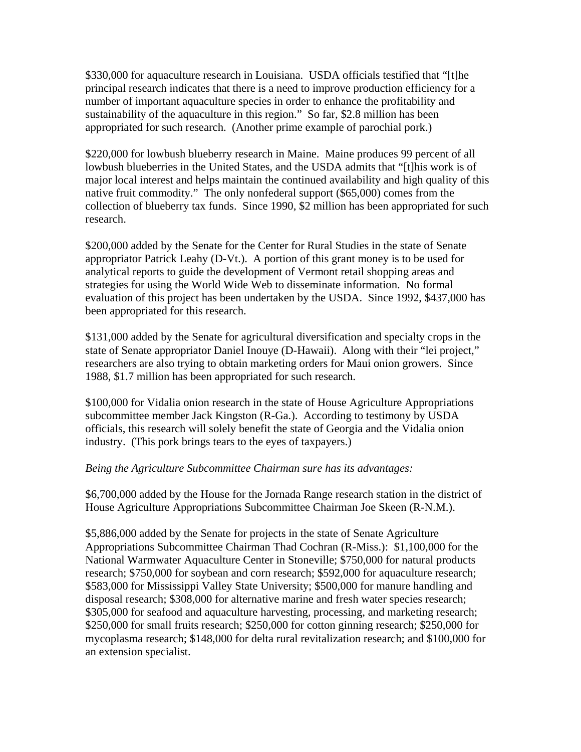$330,000 for aquaculture research in Louisiana. USDA officials testified that "[t]he principal research indicates that there is a need to improve production efficiency for a number of important aquaculture species in order to enhance the profitability and sustainability of the aquaculture in this region." So far, $2.8 million has been appropriated for such research. (Another prime example of parochial pork.)

$220,000 for lowbush blueberry research in Maine. Maine produces 99 percent of all lowbush blueberries in the United States, and the USDA admits that "[t]his work is of major local interest and helps maintain the continued availability and high quality of this native fruit commodity." The only nonfederal support ($65,000) comes from the collection of blueberry tax funds. Since 1990, $2 million has been appropriated for such research.

$200,000 added by the Senate for the Center for Rural Studies in the state of Senate appropriator Patrick Leahy (D-Vt.). A portion of this grant money is to be used for analytical reports to guide the development of Vermont retail shopping areas and strategies for using the World Wide Web to disseminate information. No formal evaluation of this project has been undertaken by the USDA. Since 1992, $437,000 has been appropriated for this research.

$131,000 added by the Senate for agricultural diversification and specialty crops in the state of Senate appropriator Daniel Inouye (D-Hawaii). Along with their "lei project," researchers are also trying to obtain marketing orders for Maui onion growers. Since 1988, $1.7 million has been appropriated for such research.

$100,000 for Vidalia onion research in the state of House Agriculture Appropriations subcommittee member Jack Kingston (R-Ga.). According to testimony by USDA officials, this research will solely benefit the state of Georgia and the Vidalia onion industry. (This pork brings tears to the eyes of taxpayers.)

*Being the Agriculture Subcommittee Chairman sure has its advantages:*

$6,700,000 added by the House for the Jornada Range research station in the district of House Agriculture Appropriations Subcommittee Chairman Joe Skeen (R-N.M.).

$5,886,000 added by the Senate for projects in the state of Senate Agriculture Appropriations Subcommittee Chairman Thad Cochran (R-Miss.): $1,100,000 for the National Warmwater Aquaculture Center in Stoneville; $750,000 for natural products research; $750,000 for soybean and corn research; $592,000 for aquaculture research; $583,000 for Mississippi Valley State University; $500,000 for manure handling and disposal research; $308,000 for alternative marine and fresh water species research; $305,000 for seafood and aquaculture harvesting, processing, and marketing research; $250,000 for small fruits research; $250,000 for cotton ginning research; $250,000 for mycoplasma research; $148,000 for delta rural revitalization research; and $100,000 for an extension specialist.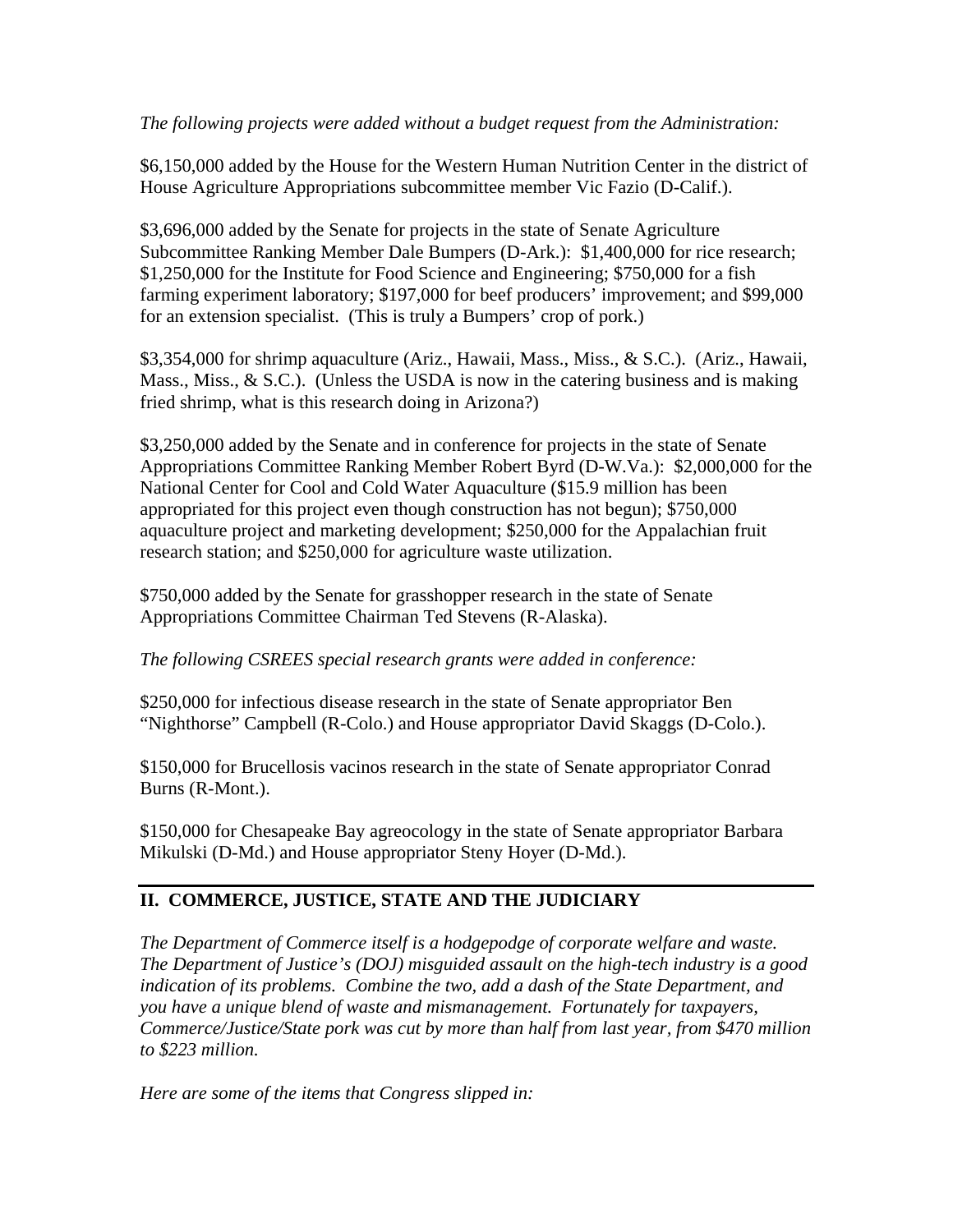*The following projects were added without a budget request from the Administration:*

$6,150,000 added by the House for the Western Human Nutrition Center in the district of House Agriculture Appropriations subcommittee member Vic Fazio (D-Calif.).

$3,696,000 added by the Senate for projects in the state of Senate Agriculture Subcommittee Ranking Member Dale Bumpers (D-Ark.): $1,400,000 for rice research; $1,250,000 for the Institute for Food Science and Engineering; $750,000 for a fish farming experiment laboratory; $197,000 for beef producers' improvement; and $99,000 for an extension specialist. (This is truly a Bumpers' crop of pork.)

$3,354,000 for shrimp aquaculture (Ariz., Hawaii, Mass., Miss., & S.C.). (Ariz., Hawaii, Mass., Miss., & S.C.). (Unless the USDA is now in the catering business and is making fried shrimp, what is this research doing in Arizona?)

$3,250,000 added by the Senate and in conference for projects in the state of Senate Appropriations Committee Ranking Member Robert Byrd (D-W.Va.): $2,000,000 for the National Center for Cool and Cold Water Aquaculture ($15.9 million has been appropriated for this project even though construction has not begun); $750,000 aquaculture project and marketing development; $250,000 for the Appalachian fruit research station; and $250,000 for agriculture waste utilization.

$750,000 added by the Senate for grasshopper research in the state of Senate Appropriations Committee Chairman Ted Stevens (R-Alaska).

*The following CSREES special research grants were added in conference:*

$250,000 for infectious disease research in the state of Senate appropriator Ben "Nighthorse" Campbell (R-Colo.) and House appropriator David Skaggs (D-Colo.).

$150,000 for Brucellosis vacinos research in the state of Senate appropriator Conrad Burns (R-Mont.).

$150,000 for Chesapeake Bay agreocology in the state of Senate appropriator Barbara Mikulski (D-Md.) and House appropriator Steny Hoyer (D-Md.).

---

## II. COMMERCE, JUSTICE, STATE AND THE JUDICIARY

*The Department of Commerce itself is a hodgepodge of corporate welfare and waste. The Department of Justice's (DOJ) misguided assault on the high-tech industry is a good indication of its problems. Combine the two, add a dash of the State Department, and you have a unique blend of waste and mismanagement. Fortunately for taxpayers, Commerce/Justice/State pork was cut by more than half from last year, from $470 million to $223 million.*

*Here are some of the items that Congress slipped in:*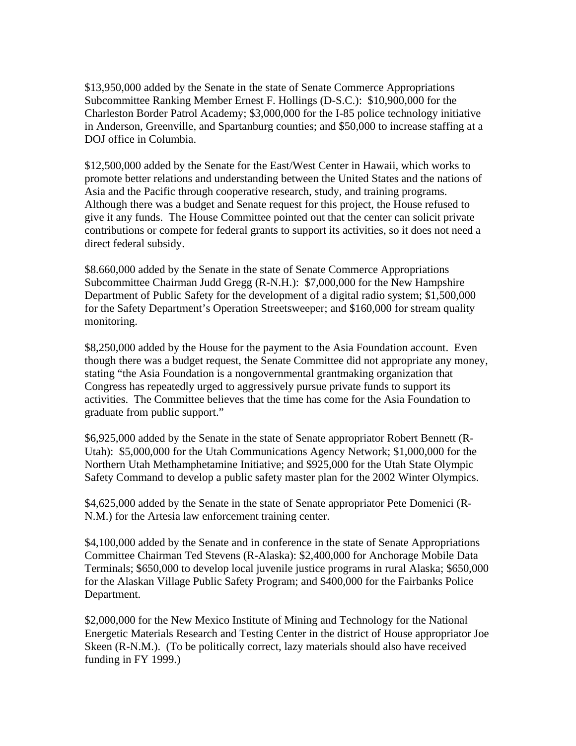$13,950,000 added by the Senate in the state of Senate Commerce Appropriations Subcommittee Ranking Member Ernest F. Hollings (D-S.C.): $10,900,000 for the Charleston Border Patrol Academy; $3,000,000 for the I-85 police technology initiative in Anderson, Greenville, and Spartanburg counties; and $50,000 to increase staffing at a DOJ office in Columbia.

$12,500,000 added by the Senate for the East/West Center in Hawaii, which works to promote better relations and understanding between the United States and the nations of Asia and the Pacific through cooperative research, study, and training programs. Although there was a budget and Senate request for this project, the House refused to give it any funds. The House Committee pointed out that the center can solicit private contributions or compete for federal grants to support its activities, so it does not need a direct federal subsidy.

$8.660,000 added by the Senate in the state of Senate Commerce Appropriations Subcommittee Chairman Judd Gregg (R-N.H.): $7,000,000 for the New Hampshire Department of Public Safety for the development of a digital radio system; $1,500,000 for the Safety Department's Operation Streetsweeper; and $160,000 for stream quality monitoring.

$8,250,000 added by the House for the payment to the Asia Foundation account. Even though there was a budget request, the Senate Committee did not appropriate any money, stating "the Asia Foundation is a nongovernmental grantmaking organization that Congress has repeatedly urged to aggressively pursue private funds to support its activities. The Committee believes that the time has come for the Asia Foundation to graduate from public support."

$6,925,000 added by the Senate in the state of Senate appropriator Robert Bennett (R-Utah): $5,000,000 for the Utah Communications Agency Network; $1,000,000 for the Northern Utah Methamphetamine Initiative; and $925,000 for the Utah State Olympic Safety Command to develop a public safety master plan for the 2002 Winter Olympics.

$4,625,000 added by the Senate in the state of Senate appropriator Pete Domenici (R-N.M.) for the Artesia law enforcement training center.

$4,100,000 added by the Senate and in conference in the state of Senate Appropriations Committee Chairman Ted Stevens (R-Alaska): $2,400,000 for Anchorage Mobile Data Terminals; $650,000 to develop local juvenile justice programs in rural Alaska; $650,000 for the Alaskan Village Public Safety Program; and $400,000 for the Fairbanks Police Department.

$2,000,000 for the New Mexico Institute of Mining and Technology for the National Energetic Materials Research and Testing Center in the district of House appropriator Joe Skeen (R-N.M.). (To be politically correct, lazy materials should also have received funding in FY 1999.)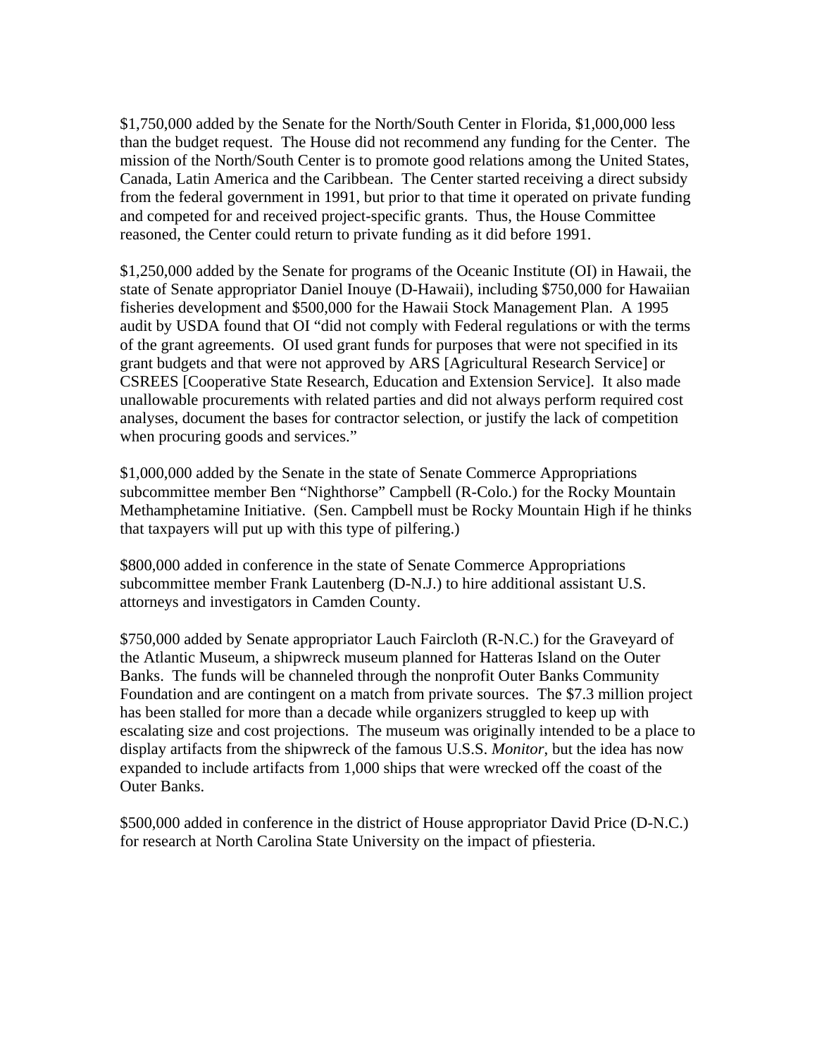$1,750,000 added by the Senate for the North/South Center in Florida, $1,000,000 less than the budget request. The House did not recommend any funding for the Center. The mission of the North/South Center is to promote good relations among the United States, Canada, Latin America and the Caribbean. The Center started receiving a direct subsidy from the federal government in 1991, but prior to that time it operated on private funding and competed for and received project-specific grants. Thus, the House Committee reasoned, the Center could return to private funding as it did before 1991.

$1,250,000 added by the Senate for programs of the Oceanic Institute (OI) in Hawaii, the state of Senate appropriator Daniel Inouye (D-Hawaii), including $750,000 for Hawaiian fisheries development and $500,000 for the Hawaii Stock Management Plan. A 1995 audit by USDA found that OI "did not comply with Federal regulations or with the terms of the grant agreements. OI used grant funds for purposes that were not specified in its grant budgets and that were not approved by ARS [Agricultural Research Service] or CSREES [Cooperative State Research, Education and Extension Service]. It also made unallowable procurements with related parties and did not always perform required cost analyses, document the bases for contractor selection, or justify the lack of competition when procuring goods and services."

$1,000,000 added by the Senate in the state of Senate Commerce Appropriations subcommittee member Ben "Nighthorse" Campbell (R-Colo.) for the Rocky Mountain Methamphetamine Initiative. (Sen. Campbell must be Rocky Mountain High if he thinks that taxpayers will put up with this type of pilfering.)

$800,000 added in conference in the state of Senate Commerce Appropriations subcommittee member Frank Lautenberg (D-N.J.) to hire additional assistant U.S. attorneys and investigators in Camden County.

$750,000 added by Senate appropriator Lauch Faircloth (R-N.C.) for the Graveyard of the Atlantic Museum, a shipwreck museum planned for Hatteras Island on the Outer Banks. The funds will be channeled through the nonprofit Outer Banks Community Foundation and are contingent on a match from private sources. The $7.3 million project has been stalled for more than a decade while organizers struggled to keep up with escalating size and cost projections. The museum was originally intended to be a place to display artifacts from the shipwreck of the famous U.S.S. *Monitor*, but the idea has now expanded to include artifacts from 1,000 ships that were wrecked off the coast of the Outer Banks.

$500,000 added in conference in the district of House appropriator David Price (D-N.C.) for research at North Carolina State University on the impact of pfiesteria.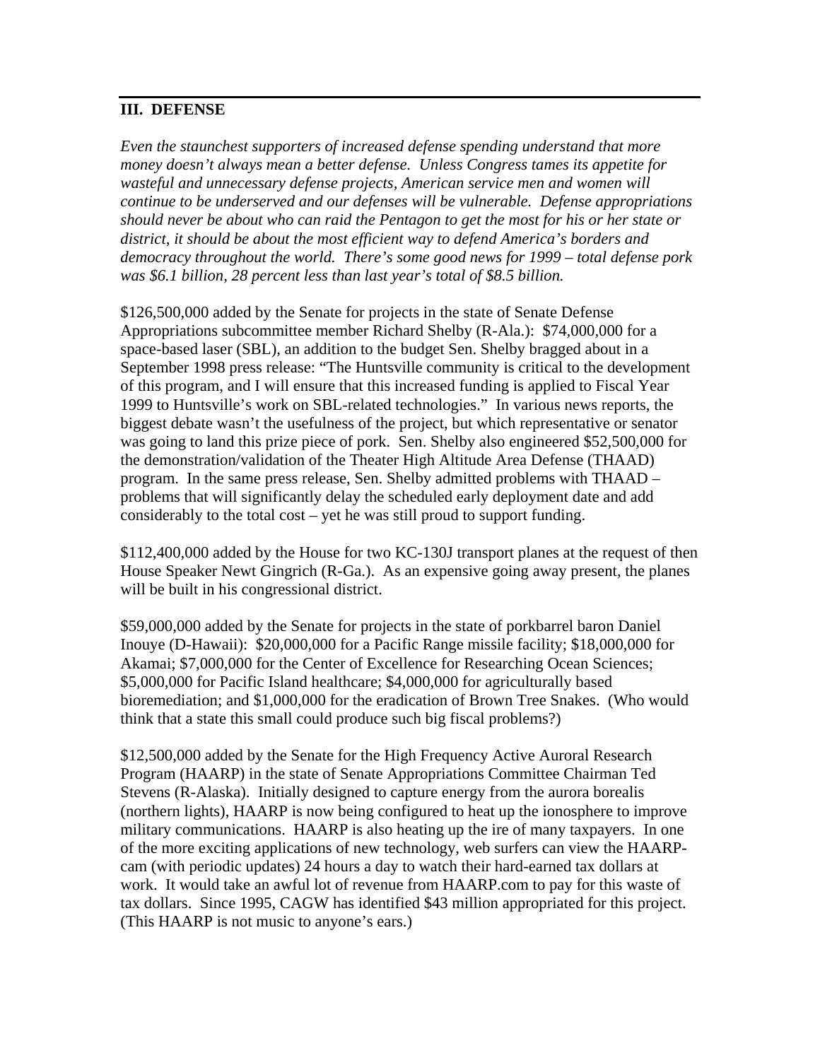## III. DEFENSE

*Even the staunchest supporters of increased defense spending understand that more money doesn't always mean a better defense. Unless Congress tames its appetite for wasteful and unnecessary defense projects, American service men and women will continue to be underserved and our defenses will be vulnerable. Defense appropriations should never be about who can raid the Pentagon to get the most for his or her state or district, it should be about the most efficient way to defend America's borders and democracy throughout the world. There's some good news for 1999 – total defense pork was $6.1 billion, 28 percent less than last year's total of $8.5 billion.*

$126,500,000 added by the Senate for projects in the state of Senate Defense Appropriations subcommittee member Richard Shelby (R-Ala.): $74,000,000 for a space-based laser (SBL), an addition to the budget Sen. Shelby bragged about in a September 1998 press release: "The Huntsville community is critical to the development of this program, and I will ensure that this increased funding is applied to Fiscal Year 1999 to Huntsville's work on SBL-related technologies." In various news reports, the biggest debate wasn't the usefulness of the project, but which representative or senator was going to land this prize piece of pork. Sen. Shelby also engineered $52,500,000 for the demonstration/validation of the Theater High Altitude Area Defense (THAAD) program. In the same press release, Sen. Shelby admitted problems with THAAD – problems that will significantly delay the scheduled early deployment date and add considerably to the total cost – yet he was still proud to support funding.

$112,400,000 added by the House for two KC-130J transport planes at the request of then House Speaker Newt Gingrich (R-Ga.). As an expensive going away present, the planes will be built in his congressional district.

$59,000,000 added by the Senate for projects in the state of porkbarrel baron Daniel Inouye (D-Hawaii): $20,000,000 for a Pacific Range missile facility; $18,000,000 for Akamai; $7,000,000 for the Center of Excellence for Researching Ocean Sciences; $5,000,000 for Pacific Island healthcare; $4,000,000 for agriculturally based bioremediation; and $1,000,000 for the eradication of Brown Tree Snakes. (Who would think that a state this small could produce such big fiscal problems?)

$12,500,000 added by the Senate for the High Frequency Active Auroral Research Program (HAARP) in the state of Senate Appropriations Committee Chairman Ted Stevens (R-Alaska). Initially designed to capture energy from the aurora borealis (northern lights), HAARP is now being configured to heat up the ionosphere to improve military communications. HAARP is also heating up the ire of many taxpayers. In one of the more exciting applications of new technology, web surfers can view the HAARP-cam (with periodic updates) 24 hours a day to watch their hard-earned tax dollars at work. It would take an awful lot of revenue from HAARP.com to pay for this waste of tax dollars. Since 1995, CAGW has identified $43 million appropriated for this project. (This HAARP is not music to anyone's ears.)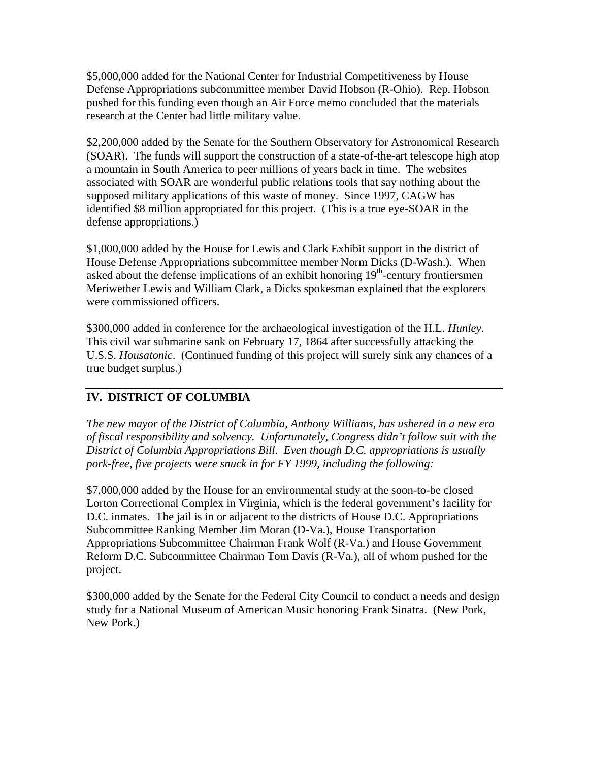$5,000,000 added for the National Center for Industrial Competitiveness by House Defense Appropriations subcommittee member David Hobson (R-Ohio). Rep. Hobson pushed for this funding even though an Air Force memo concluded that the materials research at the Center had little military value.

$2,200,000 added by the Senate for the Southern Observatory for Astronomical Research (SOAR). The funds will support the construction of a state-of-the-art telescope high atop a mountain in South America to peer millions of years back in time. The websites associated with SOAR are wonderful public relations tools that say nothing about the supposed military applications of this waste of money. Since 1997, CAGW has identified $8 million appropriated for this project. (This is a true eye-SOAR in the defense appropriations.)

$1,000,000 added by the House for Lewis and Clark Exhibit support in the district of House Defense Appropriations subcommittee member Norm Dicks (D-Wash.). When asked about the defense implications of an exhibit honoring 19th-century frontiersmen Meriwether Lewis and William Clark, a Dicks spokesman explained that the explorers were commissioned officers.

$300,000 added in conference for the archaeological investigation of the H.L. *Hunley*. This civil war submarine sank on February 17, 1864 after successfully attacking the U.S.S. *Housatonic*. (Continued funding of this project will surely sink any chances of a true budget surplus.)

---

## IV. DISTRICT OF COLUMBIA

*The new mayor of the District of Columbia, Anthony Williams, has ushered in a new era of fiscal responsibility and solvency. Unfortunately, Congress didn't follow suit with the District of Columbia Appropriations Bill. Even though D.C. appropriations is usually pork-free, five projects were snuck in for FY 1999, including the following:*

$7,000,000 added by the House for an environmental study at the soon-to-be closed Lorton Correctional Complex in Virginia, which is the federal government's facility for D.C. inmates. The jail is in or adjacent to the districts of House D.C. Appropriations Subcommittee Ranking Member Jim Moran (D-Va.), House Transportation Appropriations Subcommittee Chairman Frank Wolf (R-Va.) and House Government Reform D.C. Subcommittee Chairman Tom Davis (R-Va.), all of whom pushed for the project.

$300,000 added by the Senate for the Federal City Council to conduct a needs and design study for a National Museum of American Music honoring Frank Sinatra. (New Pork, New Pork.)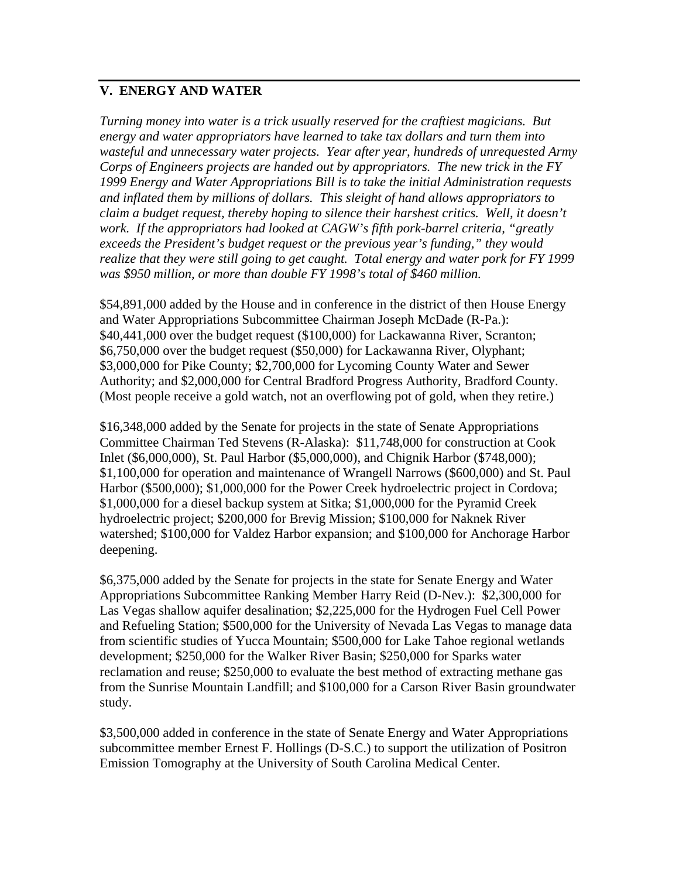## V. ENERGY AND WATER

*Turning money into water is a trick usually reserved for the craftiest magicians. But energy and water appropriators have learned to take tax dollars and turn them into wasteful and unnecessary water projects. Year after year, hundreds of unrequested Army Corps of Engineers projects are handed out by appropriators. The new trick in the FY 1999 Energy and Water Appropriations Bill is to take the initial Administration requests and inflated them by millions of dollars. This sleight of hand allows appropriators to claim a budget request, thereby hoping to silence their harshest critics. Well, it doesn't work. If the appropriators had looked at CAGW's fifth pork-barrel criteria, "greatly exceeds the President's budget request or the previous year's funding," they would realize that they were still going to get caught. Total energy and water pork for FY 1999 was $950 million, or more than double FY 1998's total of $460 million.*

$54,891,000 added by the House and in conference in the district of then House Energy and Water Appropriations Subcommittee Chairman Joseph McDade (R-Pa.): $40,441,000 over the budget request ($100,000) for Lackawanna River, Scranton; $6,750,000 over the budget request ($50,000) for Lackawanna River, Olyphant; $3,000,000 for Pike County; $2,700,000 for Lycoming County Water and Sewer Authority; and $2,000,000 for Central Bradford Progress Authority, Bradford County. (Most people receive a gold watch, not an overflowing pot of gold, when they retire.)

$16,348,000 added by the Senate for projects in the state of Senate Appropriations Committee Chairman Ted Stevens (R-Alaska): $11,748,000 for construction at Cook Inlet ($6,000,000), St. Paul Harbor ($5,000,000), and Chignik Harbor ($748,000); $1,100,000 for operation and maintenance of Wrangell Narrows ($600,000) and St. Paul Harbor ($500,000); $1,000,000 for the Power Creek hydroelectric project in Cordova; $1,000,000 for a diesel backup system at Sitka; $1,000,000 for the Pyramid Creek hydroelectric project; $200,000 for Brevig Mission; $100,000 for Naknek River watershed; $100,000 for Valdez Harbor expansion; and $100,000 for Anchorage Harbor deepening.

$6,375,000 added by the Senate for projects in the state for Senate Energy and Water Appropriations Subcommittee Ranking Member Harry Reid (D-Nev.): $2,300,000 for Las Vegas shallow aquifer desalination; $2,225,000 for the Hydrogen Fuel Cell Power and Refueling Station; $500,000 for the University of Nevada Las Vegas to manage data from scientific studies of Yucca Mountain; $500,000 for Lake Tahoe regional wetlands development; $250,000 for the Walker River Basin; $250,000 for Sparks water reclamation and reuse; $250,000 to evaluate the best method of extracting methane gas from the Sunrise Mountain Landfill; and $100,000 for a Carson River Basin groundwater study.

$3,500,000 added in conference in the state of Senate Energy and Water Appropriations subcommittee member Ernest F. Hollings (D-S.C.) to support the utilization of Positron Emission Tomography at the University of South Carolina Medical Center.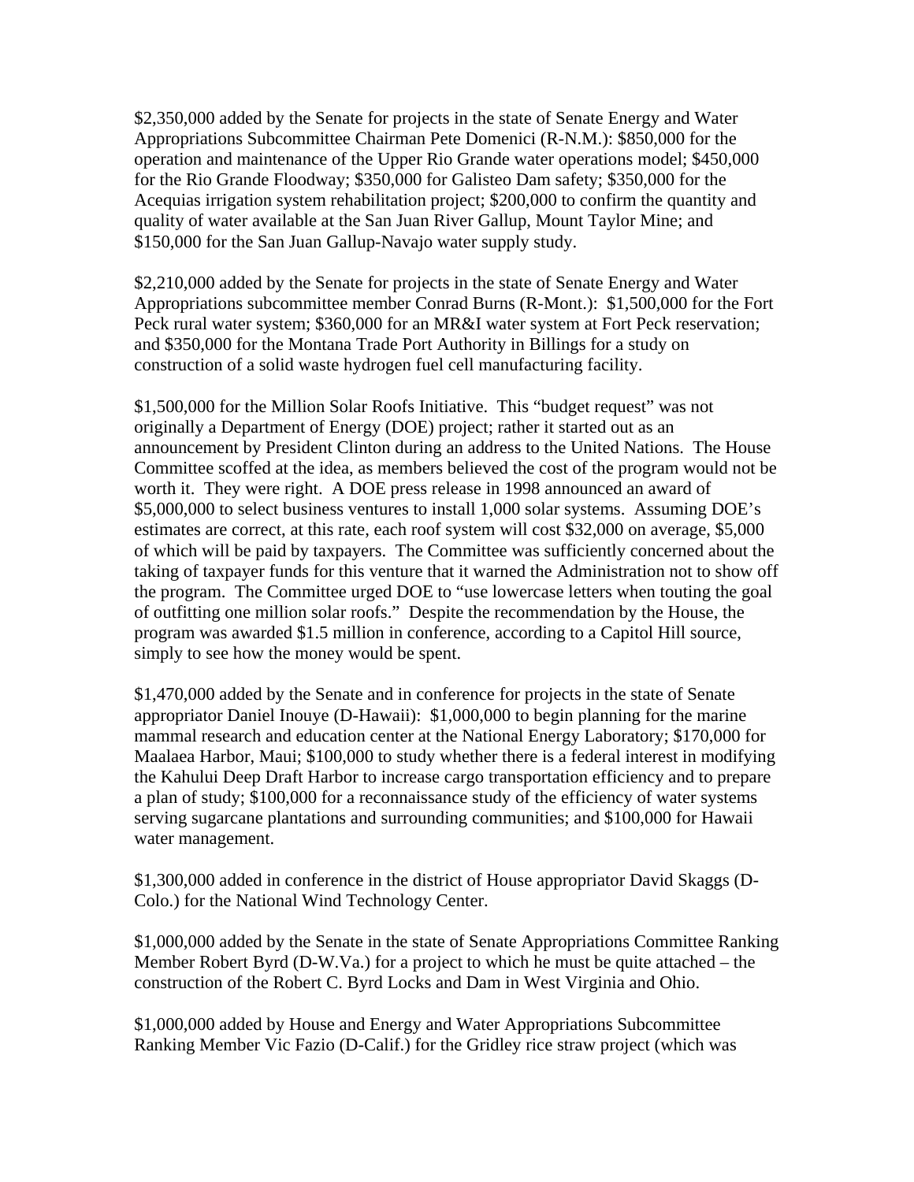$2,350,000 added by the Senate for projects in the state of Senate Energy and Water Appropriations Subcommittee Chairman Pete Domenici (R-N.M.): $850,000 for the operation and maintenance of the Upper Rio Grande water operations model; $450,000 for the Rio Grande Floodway; $350,000 for Galisteo Dam safety; $350,000 for the Acequias irrigation system rehabilitation project; $200,000 to confirm the quantity and quality of water available at the San Juan River Gallup, Mount Taylor Mine; and $150,000 for the San Juan Gallup-Navajo water supply study.

$2,210,000 added by the Senate for projects in the state of Senate Energy and Water Appropriations subcommittee member Conrad Burns (R-Mont.): $1,500,000 for the Fort Peck rural water system; $360,000 for an MR&I water system at Fort Peck reservation; and $350,000 for the Montana Trade Port Authority in Billings for a study on construction of a solid waste hydrogen fuel cell manufacturing facility.

$1,500,000 for the Million Solar Roofs Initiative. This "budget request" was not originally a Department of Energy (DOE) project; rather it started out as an announcement by President Clinton during an address to the United Nations. The House Committee scoffed at the idea, as members believed the cost of the program would not be worth it. They were right. A DOE press release in 1998 announced an award of $5,000,000 to select business ventures to install 1,000 solar systems. Assuming DOE's estimates are correct, at this rate, each roof system will cost $32,000 on average, $5,000 of which will be paid by taxpayers. The Committee was sufficiently concerned about the taking of taxpayer funds for this venture that it warned the Administration not to show off the program. The Committee urged DOE to "use lowercase letters when touting the goal of outfitting one million solar roofs." Despite the recommendation by the House, the program was awarded $1.5 million in conference, according to a Capitol Hill source, simply to see how the money would be spent.

$1,470,000 added by the Senate and in conference for projects in the state of Senate appropriator Daniel Inouye (D-Hawaii): $1,000,000 to begin planning for the marine mammal research and education center at the National Energy Laboratory; $170,000 for Maalaea Harbor, Maui; $100,000 to study whether there is a federal interest in modifying the Kahului Deep Draft Harbor to increase cargo transportation efficiency and to prepare a plan of study; $100,000 for a reconnaissance study of the efficiency of water systems serving sugarcane plantations and surrounding communities; and $100,000 for Hawaii water management.

$1,300,000 added in conference in the district of House appropriator David Skaggs (D-Colo.) for the National Wind Technology Center.

$1,000,000 added by the Senate in the state of Senate Appropriations Committee Ranking Member Robert Byrd (D-W.Va.) for a project to which he must be quite attached – the construction of the Robert C. Byrd Locks and Dam in West Virginia and Ohio.

$1,000,000 added by House and Energy and Water Appropriations Subcommittee Ranking Member Vic Fazio (D-Calif.) for the Gridley rice straw project (which was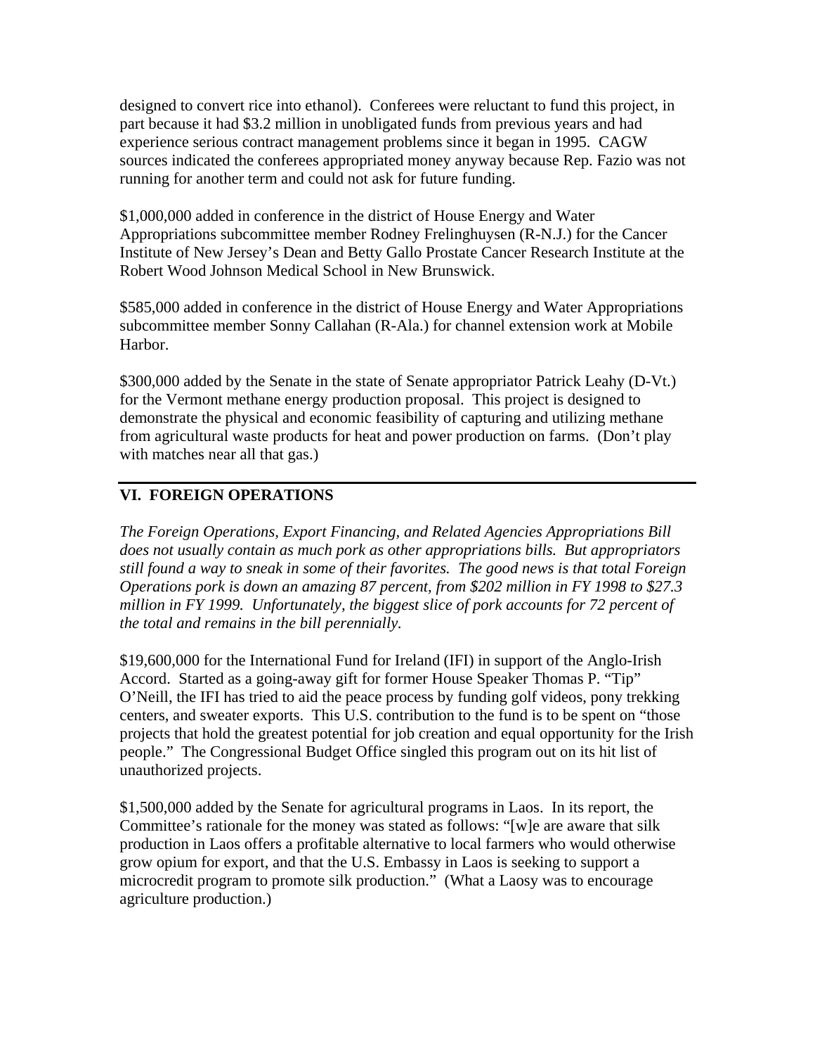designed to convert rice into ethanol). Conferees were reluctant to fund this project, in part because it had $3.2 million in unobligated funds from previous years and had experience serious contract management problems since it began in 1995. CAGW sources indicated the conferees appropriated money anyway because Rep. Fazio was not running for another term and could not ask for future funding.

$1,000,000 added in conference in the district of House Energy and Water Appropriations subcommittee member Rodney Frelinghuysen (R-N.J.) for the Cancer Institute of New Jersey's Dean and Betty Gallo Prostate Cancer Research Institute at the Robert Wood Johnson Medical School in New Brunswick.

$585,000 added in conference in the district of House Energy and Water Appropriations subcommittee member Sonny Callahan (R-Ala.) for channel extension work at Mobile Harbor.

$300,000 added by the Senate in the state of Senate appropriator Patrick Leahy (D-Vt.) for the Vermont methane energy production proposal. This project is designed to demonstrate the physical and economic feasibility of capturing and utilizing methane from agricultural waste products for heat and power production on farms. (Don't play with matches near all that gas.)

---

## VI. FOREIGN OPERATIONS

*The Foreign Operations, Export Financing, and Related Agencies Appropriations Bill does not usually contain as much pork as other appropriations bills. But appropriators still found a way to sneak in some of their favorites. The good news is that total Foreign Operations pork is down an amazing 87 percent, from $202 million in FY 1998 to $27.3 million in FY 1999. Unfortunately, the biggest slice of pork accounts for 72 percent of the total and remains in the bill perennially.*

$19,600,000 for the International Fund for Ireland (IFI) in support of the Anglo-Irish Accord. Started as a going-away gift for former House Speaker Thomas P. "Tip" O'Neill, the IFI has tried to aid the peace process by funding golf videos, pony trekking centers, and sweater exports. This U.S. contribution to the fund is to be spent on "those projects that hold the greatest potential for job creation and equal opportunity for the Irish people." The Congressional Budget Office singled this program out on its hit list of unauthorized projects.

$1,500,000 added by the Senate for agricultural programs in Laos. In its report, the Committee's rationale for the money was stated as follows: "[w]e are aware that silk production in Laos offers a profitable alternative to local farmers who would otherwise grow opium for export, and that the U.S. Embassy in Laos is seeking to support a microcredit program to promote silk production." (What a Laosy was to encourage agriculture production.)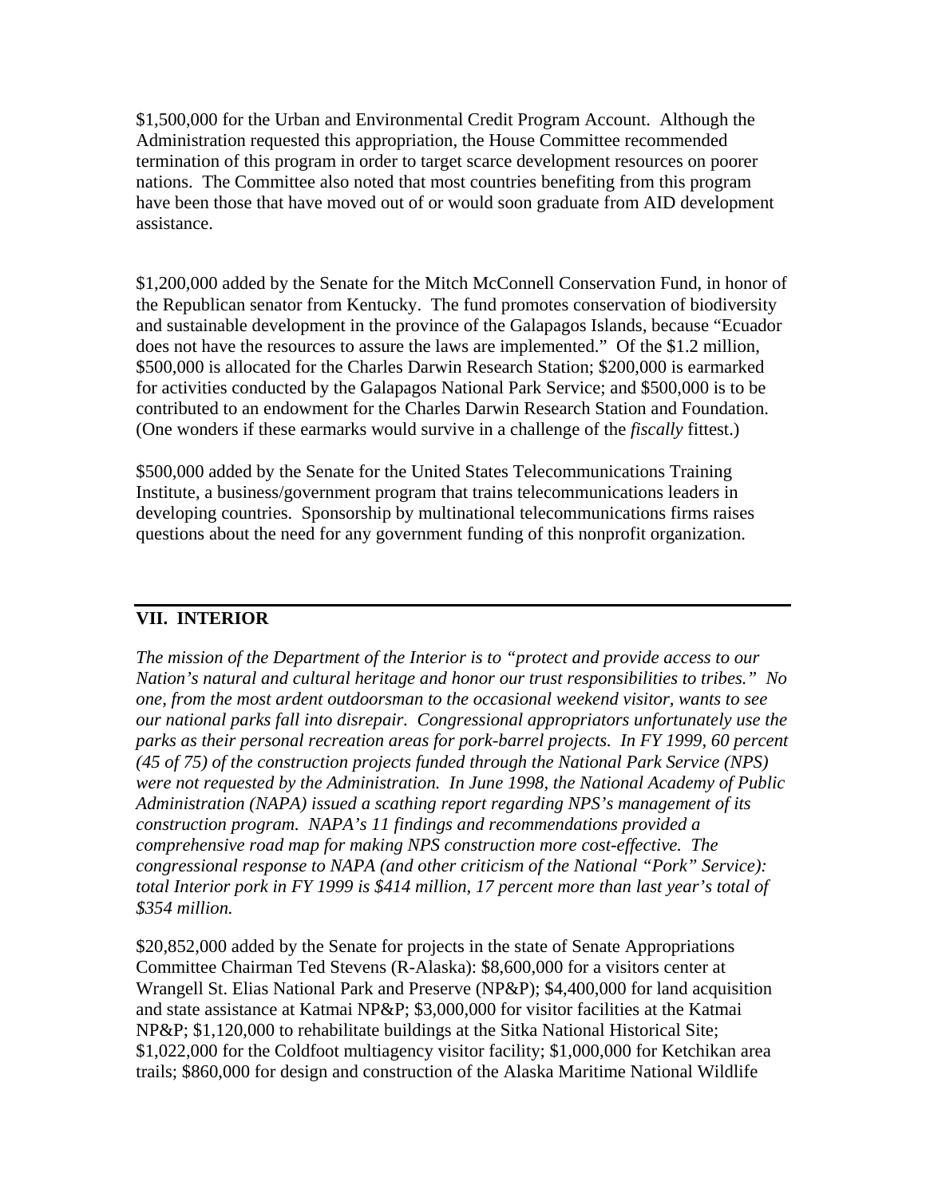$1,500,000 for the Urban and Environmental Credit Program Account. Although the Administration requested this appropriation, the House Committee recommended termination of this program in order to target scarce development resources on poorer nations. The Committee also noted that most countries benefiting from this program have been those that have moved out of or would soon graduate from AID development assistance.

$1,200,000 added by the Senate for the Mitch McConnell Conservation Fund, in honor of the Republican senator from Kentucky. The fund promotes conservation of biodiversity and sustainable development in the province of the Galapagos Islands, because "Ecuador does not have the resources to assure the laws are implemented." Of the $1.2 million, $500,000 is allocated for the Charles Darwin Research Station; $200,000 is earmarked for activities conducted by the Galapagos National Park Service; and $500,000 is to be contributed to an endowment for the Charles Darwin Research Station and Foundation. (One wonders if these earmarks would survive in a challenge of the *fiscally* fittest.)

$500,000 added by the Senate for the United States Telecommunications Training Institute, a business/government program that trains telecommunications leaders in developing countries. Sponsorship by multinational telecommunications firms raises questions about the need for any government funding of this nonprofit organization.

---

## VII. INTERIOR

*The mission of the Department of the Interior is to "protect and provide access to our Nation's natural and cultural heritage and honor our trust responsibilities to tribes." No one, from the most ardent outdoorsman to the occasional weekend visitor, wants to see our national parks fall into disrepair. Congressional appropriators unfortunately use the parks as their personal recreation areas for pork-barrel projects. In FY 1999, 60 percent (45 of 75) of the construction projects funded through the National Park Service (NPS) were not requested by the Administration. In June 1998, the National Academy of Public Administration (NAPA) issued a scathing report regarding NPS's management of its construction program. NAPA's 11 findings and recommendations provided a comprehensive road map for making NPS construction more cost-effective. The congressional response to NAPA (and other criticism of the National "Pork" Service): total Interior pork in FY 1999 is $414 million, 17 percent more than last year's total of $354 million.*

$20,852,000 added by the Senate for projects in the state of Senate Appropriations Committee Chairman Ted Stevens (R-Alaska): $8,600,000 for a visitors center at Wrangell St. Elias National Park and Preserve (NP&P); $4,400,000 for land acquisition and state assistance at Katmai NP&P; $3,000,000 for visitor facilities at the Katmai NP&P; $1,120,000 to rehabilitate buildings at the Sitka National Historical Site; $1,022,000 for the Coldfoot multiagency visitor facility; $1,000,000 for Ketchikan area trails; $860,000 for design and construction of the Alaska Maritime National Wildlife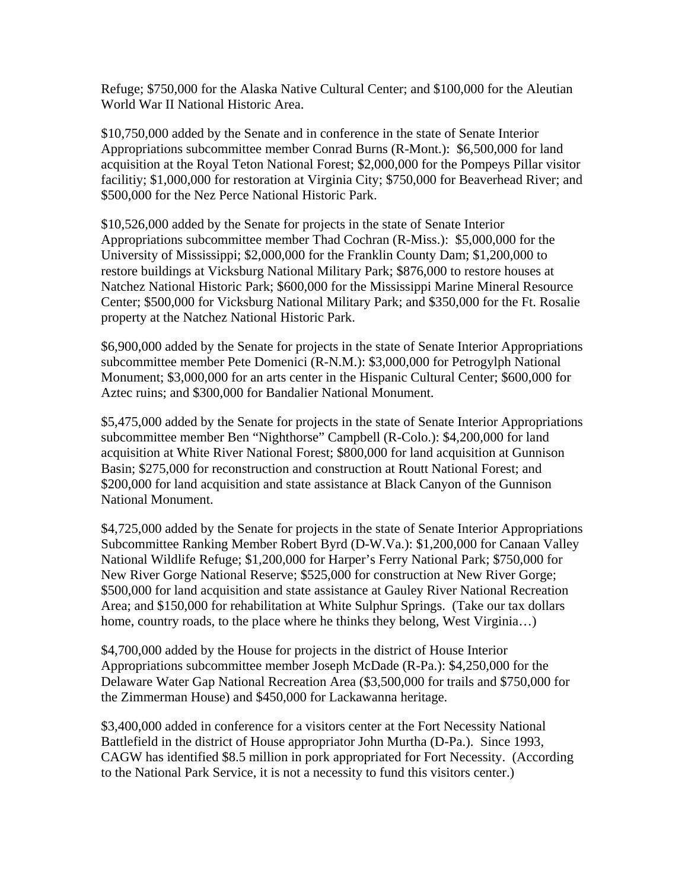Refuge; $750,000 for the Alaska Native Cultural Center; and $100,000 for the Aleutian World War II National Historic Area.

$10,750,000 added by the Senate and in conference in the state of Senate Interior Appropriations subcommittee member Conrad Burns (R-Mont.): $6,500,000 for land acquisition at the Royal Teton National Forest; $2,000,000 for the Pompeys Pillar visitor facilitiy; $1,000,000 for restoration at Virginia City; $750,000 for Beaverhead River; and $500,000 for the Nez Perce National Historic Park.

$10,526,000 added by the Senate for projects in the state of Senate Interior Appropriations subcommittee member Thad Cochran (R-Miss.): $5,000,000 for the University of Mississippi; $2,000,000 for the Franklin County Dam; $1,200,000 to restore buildings at Vicksburg National Military Park; $876,000 to restore houses at Natchez National Historic Park; $600,000 for the Mississippi Marine Mineral Resource Center; $500,000 for Vicksburg National Military Park; and $350,000 for the Ft. Rosalie property at the Natchez National Historic Park.

$6,900,000 added by the Senate for projects in the state of Senate Interior Appropriations subcommittee member Pete Domenici (R-N.M.): $3,000,000 for Petrogylph National Monument; $3,000,000 for an arts center in the Hispanic Cultural Center; $600,000 for Aztec ruins; and $300,000 for Bandalier National Monument.

$5,475,000 added by the Senate for projects in the state of Senate Interior Appropriations subcommittee member Ben "Nighthorse" Campbell (R-Colo.): $4,200,000 for land acquisition at White River National Forest; $800,000 for land acquisition at Gunnison Basin; $275,000 for reconstruction and construction at Routt National Forest; and $200,000 for land acquisition and state assistance at Black Canyon of the Gunnison National Monument.

$4,725,000 added by the Senate for projects in the state of Senate Interior Appropriations Subcommittee Ranking Member Robert Byrd (D-W.Va.): $1,200,000 for Canaan Valley National Wildlife Refuge; $1,200,000 for Harper's Ferry National Park; $750,000 for New River Gorge National Reserve; $525,000 for construction at New River Gorge; $500,000 for land acquisition and state assistance at Gauley River National Recreation Area; and $150,000 for rehabilitation at White Sulphur Springs. (Take our tax dollars home, country roads, to the place where he thinks they belong, West Virginia…)

$4,700,000 added by the House for projects in the district of House Interior Appropriations subcommittee member Joseph McDade (R-Pa.): $4,250,000 for the Delaware Water Gap National Recreation Area ($3,500,000 for trails and $750,000 for the Zimmerman House) and $450,000 for Lackawanna heritage.

$3,400,000 added in conference for a visitors center at the Fort Necessity National Battlefield in the district of House appropriator John Murtha (D-Pa.). Since 1993, CAGW has identified $8.5 million in pork appropriated for Fort Necessity. (According to the National Park Service, it is not a necessity to fund this visitors center.)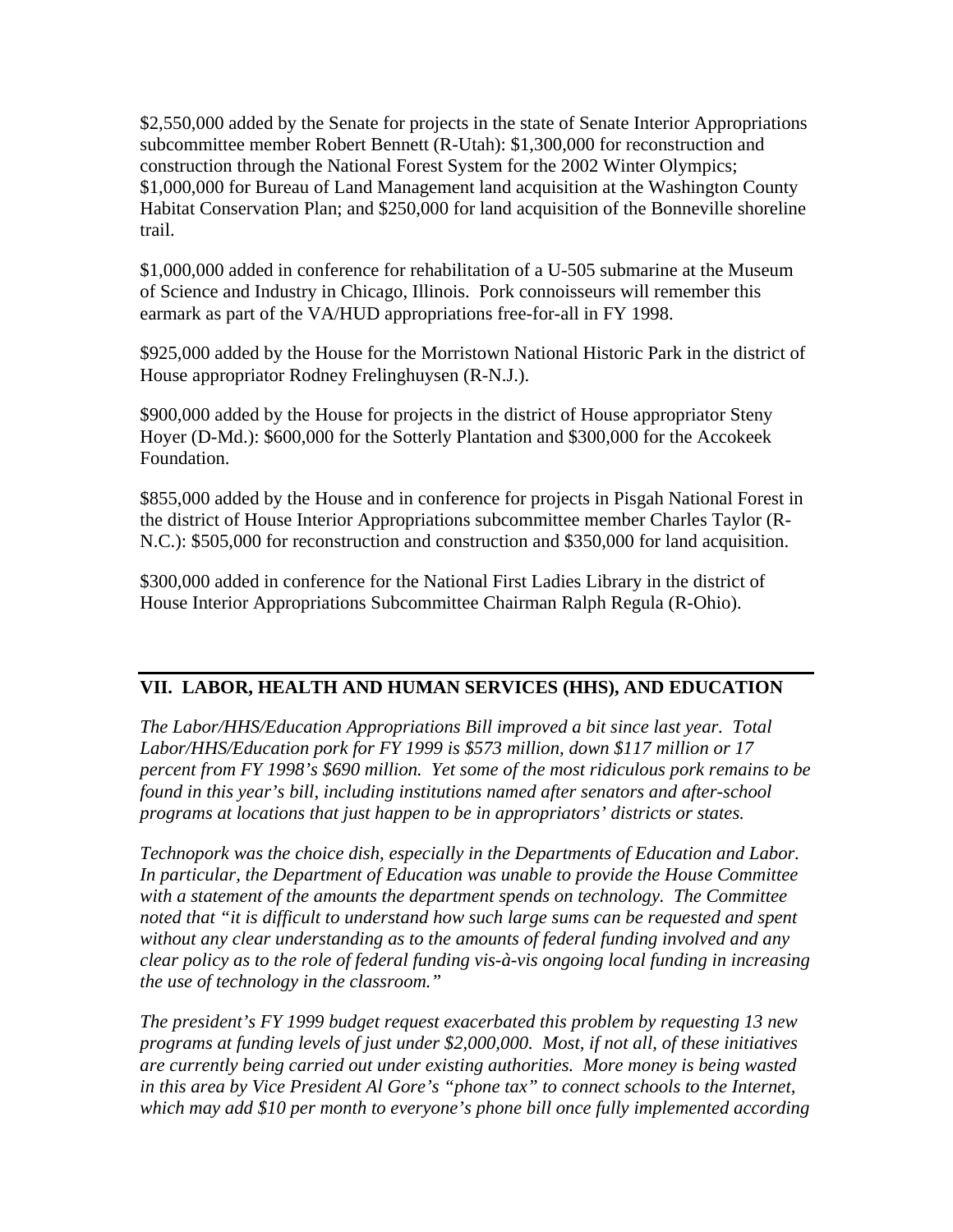$2,550,000 added by the Senate for projects in the state of Senate Interior Appropriations subcommittee member Robert Bennett (R-Utah): $1,300,000 for reconstruction and construction through the National Forest System for the 2002 Winter Olympics; $1,000,000 for Bureau of Land Management land acquisition at the Washington County Habitat Conservation Plan; and $250,000 for land acquisition of the Bonneville shoreline trail.

$1,000,000 added in conference for rehabilitation of a U-505 submarine at the Museum of Science and Industry in Chicago, Illinois. Pork connoisseurs will remember this earmark as part of the VA/HUD appropriations free-for-all in FY 1998.

$925,000 added by the House for the Morristown National Historic Park in the district of House appropriator Rodney Frelinghuysen (R-N.J.).

$900,000 added by the House for projects in the district of House appropriator Steny Hoyer (D-Md.): $600,000 for the Sotterly Plantation and $300,000 for the Accokeek Foundation.

$855,000 added by the House and in conference for projects in Pisgah National Forest in the district of House Interior Appropriations subcommittee member Charles Taylor (R-N.C.): $505,000 for reconstruction and construction and $350,000 for land acquisition.

$300,000 added in conference for the National First Ladies Library in the district of House Interior Appropriations Subcommittee Chairman Ralph Regula (R-Ohio).

## VII. LABOR, HEALTH AND HUMAN SERVICES (HHS), AND EDUCATION

*The Labor/HHS/Education Appropriations Bill improved a bit since last year. Total Labor/HHS/Education pork for FY 1999 is $573 million, down $117 million or 17 percent from FY 1998's $690 million. Yet some of the most ridiculous pork remains to be found in this year's bill, including institutions named after senators and after-school programs at locations that just happen to be in appropriators' districts or states.*

*Technopork was the choice dish, especially in the Departments of Education and Labor. In particular, the Department of Education was unable to provide the House Committee with a statement of the amounts the department spends on technology. The Committee noted that "it is difficult to understand how such large sums can be requested and spent without any clear understanding as to the amounts of federal funding involved and any clear policy as to the role of federal funding vis-à-vis ongoing local funding in increasing the use of technology in the classroom."*

*The president's FY 1999 budget request exacerbated this problem by requesting 13 new programs at funding levels of just under $2,000,000. Most, if not all, of these initiatives are currently being carried out under existing authorities. More money is being wasted in this area by Vice President Al Gore's "phone tax" to connect schools to the Internet, which may add $10 per month to everyone's phone bill once fully implemented according*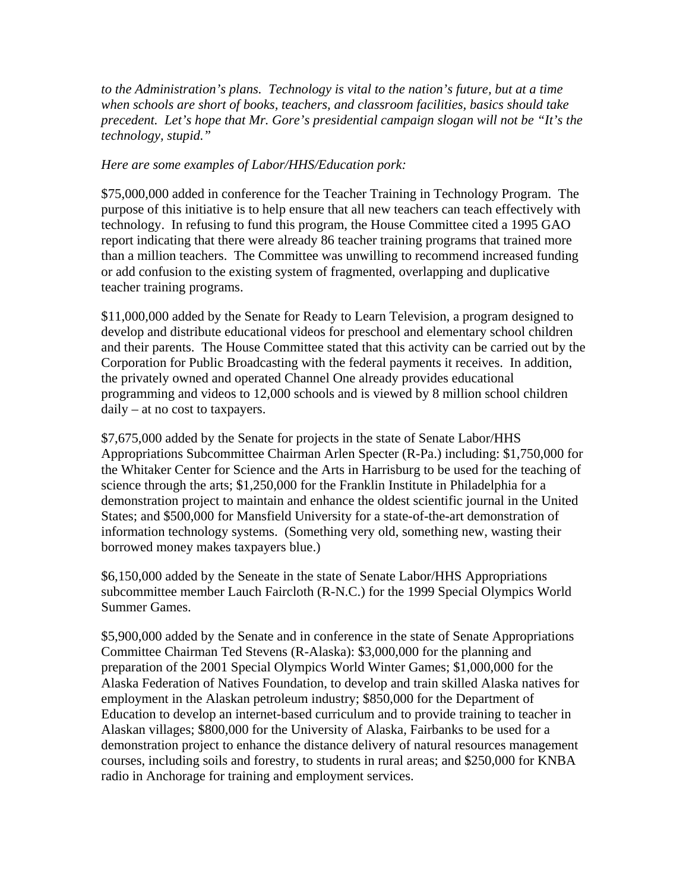*to the Administration's plans. Technology is vital to the nation's future, but at a time when schools are short of books, teachers, and classroom facilities, basics should take precedent. Let's hope that Mr. Gore's presidential campaign slogan will not be "It's the technology, stupid."*

*Here are some examples of Labor/HHS/Education pork:*

$75,000,000 added in conference for the Teacher Training in Technology Program. The purpose of this initiative is to help ensure that all new teachers can teach effectively with technology. In refusing to fund this program, the House Committee cited a 1995 GAO report indicating that there were already 86 teacher training programs that trained more than a million teachers. The Committee was unwilling to recommend increased funding or add confusion to the existing system of fragmented, overlapping and duplicative teacher training programs.

$11,000,000 added by the Senate for Ready to Learn Television, a program designed to develop and distribute educational videos for preschool and elementary school children and their parents. The House Committee stated that this activity can be carried out by the Corporation for Public Broadcasting with the federal payments it receives. In addition, the privately owned and operated Channel One already provides educational programming and videos to 12,000 schools and is viewed by 8 million school children daily – at no cost to taxpayers.

$7,675,000 added by the Senate for projects in the state of Senate Labor/HHS Appropriations Subcommittee Chairman Arlen Specter (R-Pa.) including: $1,750,000 for the Whitaker Center for Science and the Arts in Harrisburg to be used for the teaching of science through the arts; $1,250,000 for the Franklin Institute in Philadelphia for a demonstration project to maintain and enhance the oldest scientific journal in the United States; and $500,000 for Mansfield University for a state-of-the-art demonstration of information technology systems. (Something very old, something new, wasting their borrowed money makes taxpayers blue.)

$6,150,000 added by the Seneate in the state of Senate Labor/HHS Appropriations subcommittee member Lauch Faircloth (R-N.C.) for the 1999 Special Olympics World Summer Games.

$5,900,000 added by the Senate and in conference in the state of Senate Appropriations Committee Chairman Ted Stevens (R-Alaska): $3,000,000 for the planning and preparation of the 2001 Special Olympics World Winter Games; $1,000,000 for the Alaska Federation of Natives Foundation, to develop and train skilled Alaska natives for employment in the Alaskan petroleum industry; $850,000 for the Department of Education to develop an internet-based curriculum and to provide training to teacher in Alaskan villages; $800,000 for the University of Alaska, Fairbanks to be used for a demonstration project to enhance the distance delivery of natural resources management courses, including soils and forestry, to students in rural areas; and $250,000 for KNBA radio in Anchorage for training and employment services.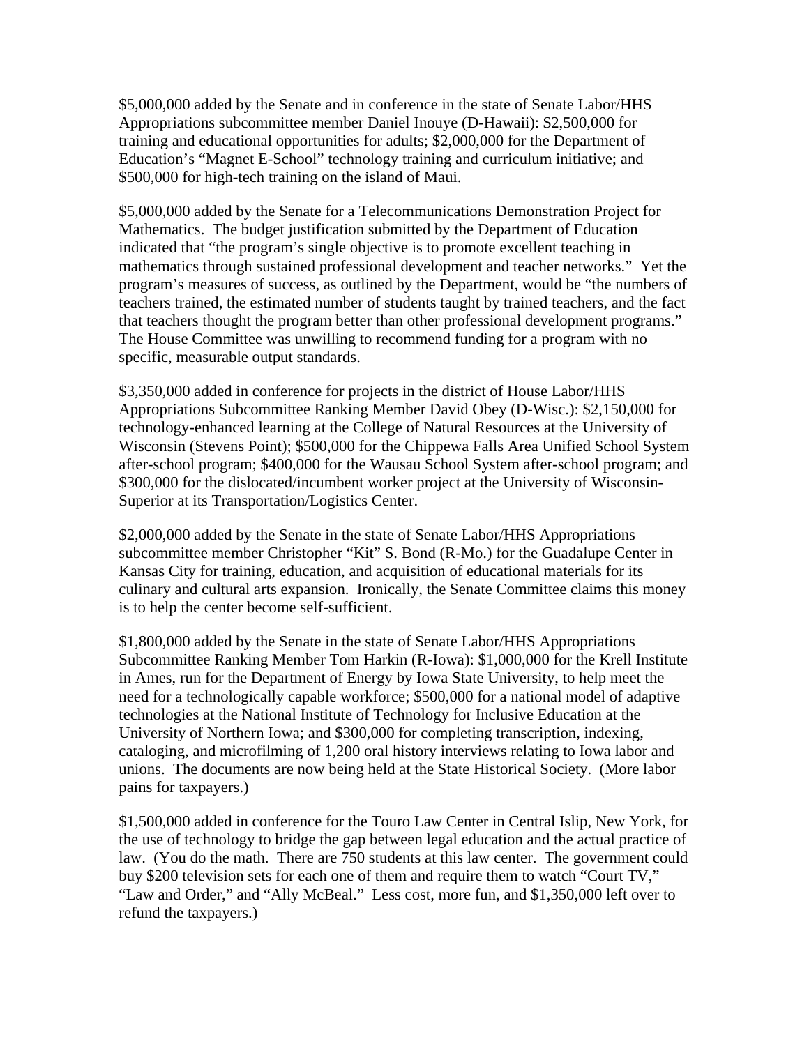$5,000,000 added by the Senate and in conference in the state of Senate Labor/HHS Appropriations subcommittee member Daniel Inouye (D-Hawaii): $2,500,000 for training and educational opportunities for adults; $2,000,000 for the Department of Education's "Magnet E-School" technology training and curriculum initiative; and $500,000 for high-tech training on the island of Maui.

$5,000,000 added by the Senate for a Telecommunications Demonstration Project for Mathematics. The budget justification submitted by the Department of Education indicated that "the program's single objective is to promote excellent teaching in mathematics through sustained professional development and teacher networks." Yet the program's measures of success, as outlined by the Department, would be "the numbers of teachers trained, the estimated number of students taught by trained teachers, and the fact that teachers thought the program better than other professional development programs." The House Committee was unwilling to recommend funding for a program with no specific, measurable output standards.

$3,350,000 added in conference for projects in the district of House Labor/HHS Appropriations Subcommittee Ranking Member David Obey (D-Wisc.): $2,150,000 for technology-enhanced learning at the College of Natural Resources at the University of Wisconsin (Stevens Point); $500,000 for the Chippewa Falls Area Unified School System after-school program; $400,000 for the Wausau School System after-school program; and $300,000 for the dislocated/incumbent worker project at the University of Wisconsin-Superior at its Transportation/Logistics Center.

$2,000,000 added by the Senate in the state of Senate Labor/HHS Appropriations subcommittee member Christopher "Kit" S. Bond (R-Mo.) for the Guadalupe Center in Kansas City for training, education, and acquisition of educational materials for its culinary and cultural arts expansion. Ironically, the Senate Committee claims this money is to help the center become self-sufficient.

$1,800,000 added by the Senate in the state of Senate Labor/HHS Appropriations Subcommittee Ranking Member Tom Harkin (R-Iowa): $1,000,000 for the Krell Institute in Ames, run for the Department of Energy by Iowa State University, to help meet the need for a technologically capable workforce; $500,000 for a national model of adaptive technologies at the National Institute of Technology for Inclusive Education at the University of Northern Iowa; and $300,000 for completing transcription, indexing, cataloging, and microfilming of 1,200 oral history interviews relating to Iowa labor and unions. The documents are now being held at the State Historical Society. (More labor pains for taxpayers.)

$1,500,000 added in conference for the Touro Law Center in Central Islip, New York, for the use of technology to bridge the gap between legal education and the actual practice of law. (You do the math. There are 750 students at this law center. The government could buy $200 television sets for each one of them and require them to watch "Court TV," "Law and Order," and "Ally McBeal." Less cost, more fun, and $1,350,000 left over to refund the taxpayers.)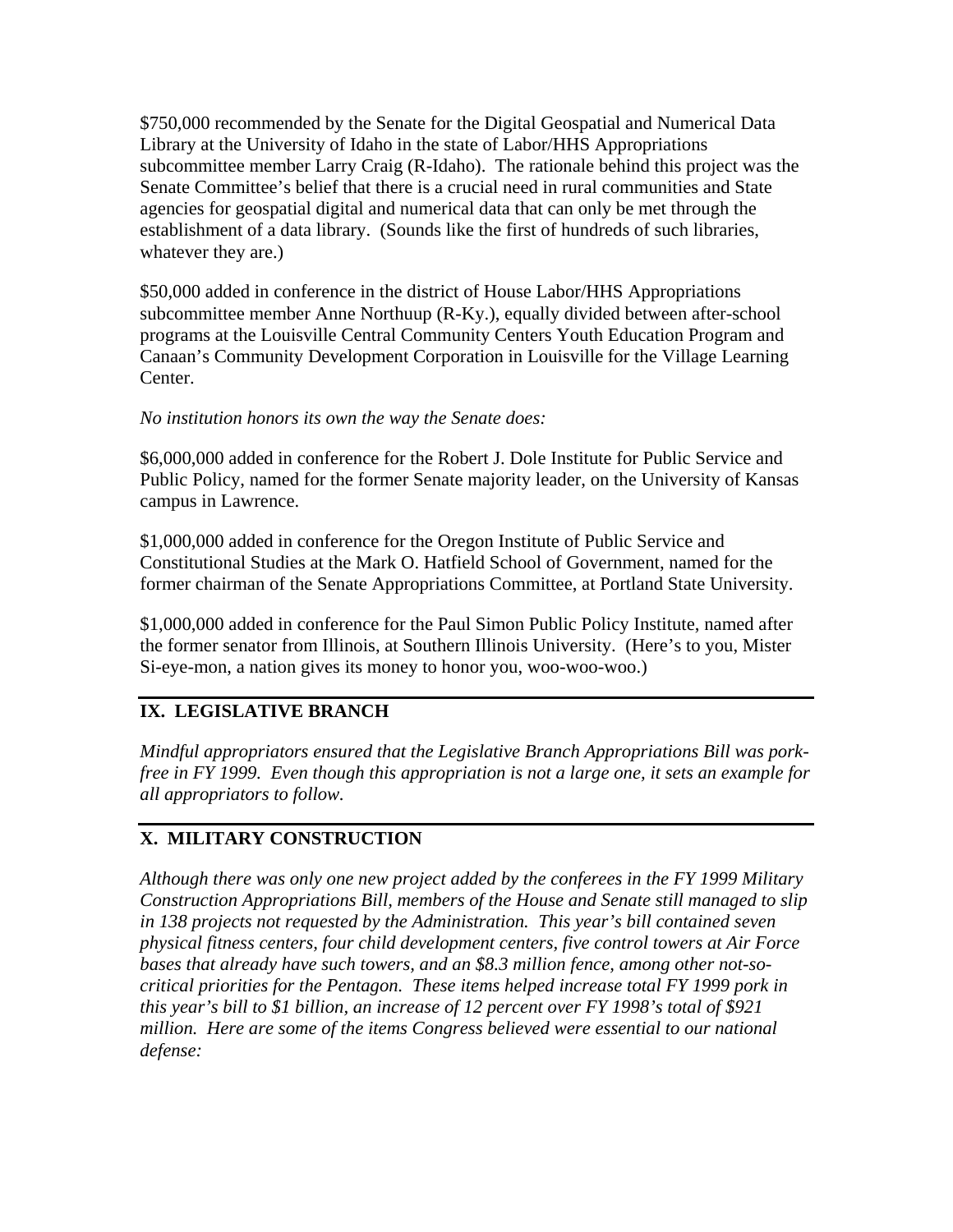$750,000 recommended by the Senate for the Digital Geospatial and Numerical Data Library at the University of Idaho in the state of Labor/HHS Appropriations subcommittee member Larry Craig (R-Idaho). The rationale behind this project was the Senate Committee's belief that there is a crucial need in rural communities and State agencies for geospatial digital and numerical data that can only be met through the establishment of a data library. (Sounds like the first of hundreds of such libraries, whatever they are.)

$50,000 added in conference in the district of House Labor/HHS Appropriations subcommittee member Anne Northuup (R-Ky.), equally divided between after-school programs at the Louisville Central Community Centers Youth Education Program and Canaan's Community Development Corporation in Louisville for the Village Learning Center.

*No institution honors its own the way the Senate does:*

$6,000,000 added in conference for the Robert J. Dole Institute for Public Service and Public Policy, named for the former Senate majority leader, on the University of Kansas campus in Lawrence.

$1,000,000 added in conference for the Oregon Institute of Public Service and Constitutional Studies at the Mark O. Hatfield School of Government, named for the former chairman of the Senate Appropriations Committee, at Portland State University.

$1,000,000 added in conference for the Paul Simon Public Policy Institute, named after the former senator from Illinois, at Southern Illinois University. (Here's to you, Mister Si-eye-mon, a nation gives its money to honor you, woo-woo-woo.)

## IX. LEGISLATIVE BRANCH

*Mindful appropriators ensured that the Legislative Branch Appropriations Bill was pork-free in FY 1999. Even though this appropriation is not a large one, it sets an example for all appropriators to follow.*

## X. MILITARY CONSTRUCTION

*Although there was only one new project added by the conferees in the FY 1999 Military Construction Appropriations Bill, members of the House and Senate still managed to slip in 138 projects not requested by the Administration. This year's bill contained seven physical fitness centers, four child development centers, five control towers at Air Force bases that already have such towers, and an $8.3 million fence, among other not-so-critical priorities for the Pentagon. These items helped increase total FY 1999 pork in this year's bill to $1 billion, an increase of 12 percent over FY 1998's total of $921 million. Here are some of the items Congress believed were essential to our national defense:*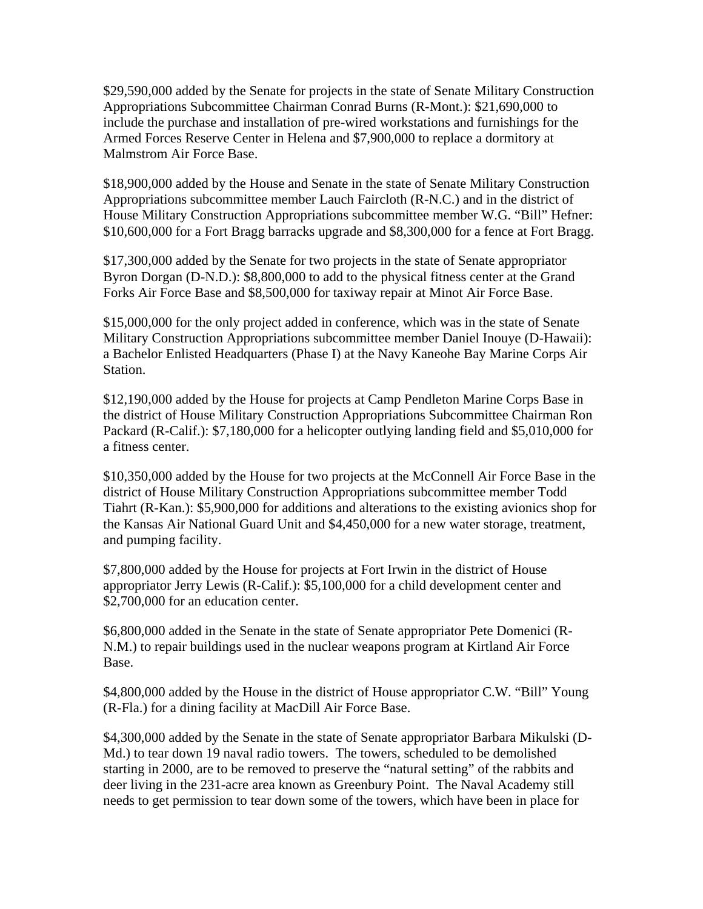$29,590,000 added by the Senate for projects in the state of Senate Military Construction Appropriations Subcommittee Chairman Conrad Burns (R-Mont.): $21,690,000 to include the purchase and installation of pre-wired workstations and furnishings for the Armed Forces Reserve Center in Helena and $7,900,000 to replace a dormitory at Malmstrom Air Force Base.

$18,900,000 added by the House and Senate in the state of Senate Military Construction Appropriations subcommittee member Lauch Faircloth (R-N.C.) and in the district of House Military Construction Appropriations subcommittee member W.G. "Bill" Hefner: $10,600,000 for a Fort Bragg barracks upgrade and $8,300,000 for a fence at Fort Bragg.

$17,300,000 added by the Senate for two projects in the state of Senate appropriator Byron Dorgan (D-N.D.): $8,800,000 to add to the physical fitness center at the Grand Forks Air Force Base and $8,500,000 for taxiway repair at Minot Air Force Base.

$15,000,000 for the only project added in conference, which was in the state of Senate Military Construction Appropriations subcommittee member Daniel Inouye (D-Hawaii): a Bachelor Enlisted Headquarters (Phase I) at the Navy Kaneohe Bay Marine Corps Air Station.

$12,190,000 added by the House for projects at Camp Pendleton Marine Corps Base in the district of House Military Construction Appropriations Subcommittee Chairman Ron Packard (R-Calif.): $7,180,000 for a helicopter outlying landing field and $5,010,000 for a fitness center.

$10,350,000 added by the House for two projects at the McConnell Air Force Base in the district of House Military Construction Appropriations subcommittee member Todd Tiahrt (R-Kan.): $5,900,000 for additions and alterations to the existing avionics shop for the Kansas Air National Guard Unit and $4,450,000 for a new water storage, treatment, and pumping facility.

$7,800,000 added by the House for projects at Fort Irwin in the district of House appropriator Jerry Lewis (R-Calif.): $5,100,000 for a child development center and $2,700,000 for an education center.

$6,800,000 added in the Senate in the state of Senate appropriator Pete Domenici (R-N.M.) to repair buildings used in the nuclear weapons program at Kirtland Air Force Base.

$4,800,000 added by the House in the district of House appropriator C.W. "Bill" Young (R-Fla.) for a dining facility at MacDill Air Force Base.

$4,300,000 added by the Senate in the state of Senate appropriator Barbara Mikulski (D-Md.) to tear down 19 naval radio towers. The towers, scheduled to be demolished starting in 2000, are to be removed to preserve the "natural setting" of the rabbits and deer living in the 231-acre area known as Greenbury Point. The Naval Academy still needs to get permission to tear down some of the towers, which have been in place for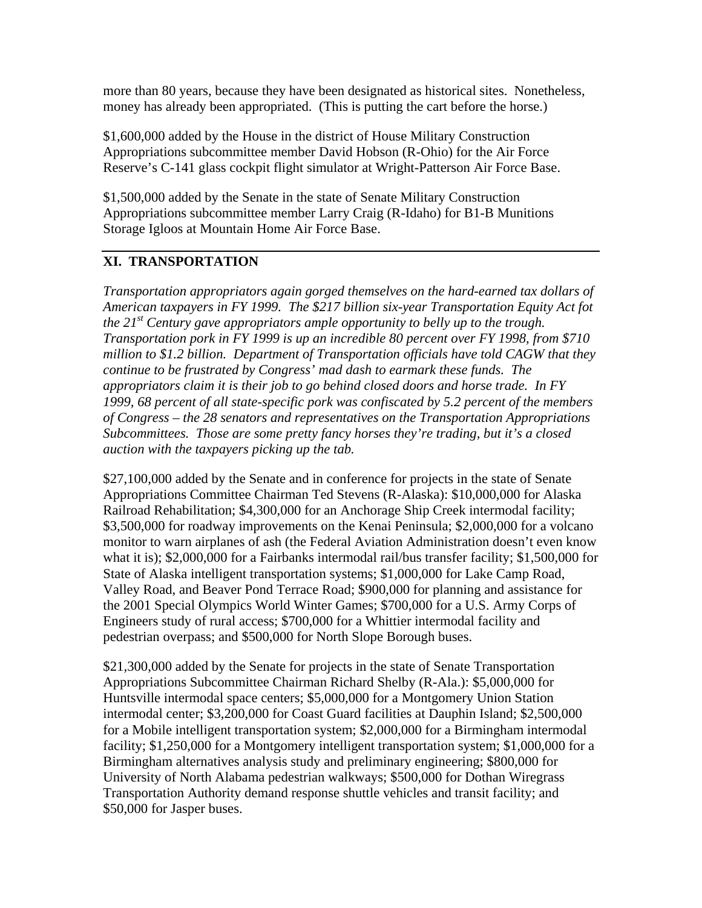more than 80 years, because they have been designated as historical sites. Nonetheless, money has already been appropriated. (This is putting the cart before the horse.)

$1,600,000 added by the House in the district of House Military Construction Appropriations subcommittee member David Hobson (R-Ohio) for the Air Force Reserve's C-141 glass cockpit flight simulator at Wright-Patterson Air Force Base.

$1,500,000 added by the Senate in the state of Senate Military Construction Appropriations subcommittee member Larry Craig (R-Idaho) for B1-B Munitions Storage Igloos at Mountain Home Air Force Base.

---

## XI. TRANSPORTATION

*Transportation appropriators again gorged themselves on the hard-earned tax dollars of American taxpayers in FY 1999. The $217 billion six-year Transportation Equity Act fot the 21st Century gave appropriators ample opportunity to belly up to the trough. Transportation pork in FY 1999 is up an incredible 80 percent over FY 1998, from $710 million to $1.2 billion. Department of Transportation officials have told CAGW that they continue to be frustrated by Congress' mad dash to earmark these funds. The appropriators claim it is their job to go behind closed doors and horse trade. In FY 1999, 68 percent of all state-specific pork was confiscated by 5.2 percent of the members of Congress – the 28 senators and representatives on the Transportation Appropriations Subcommittees. Those are some pretty fancy horses they're trading, but it's a closed auction with the taxpayers picking up the tab.*

$27,100,000 added by the Senate and in conference for projects in the state of Senate Appropriations Committee Chairman Ted Stevens (R-Alaska): $10,000,000 for Alaska Railroad Rehabilitation; $4,300,000 for an Anchorage Ship Creek intermodal facility; $3,500,000 for roadway improvements on the Kenai Peninsula; $2,000,000 for a volcano monitor to warn airplanes of ash (the Federal Aviation Administration doesn't even know what it is); $2,000,000 for a Fairbanks intermodal rail/bus transfer facility; $1,500,000 for State of Alaska intelligent transportation systems; $1,000,000 for Lake Camp Road, Valley Road, and Beaver Pond Terrace Road; $900,000 for planning and assistance for the 2001 Special Olympics World Winter Games; $700,000 for a U.S. Army Corps of Engineers study of rural access; $700,000 for a Whittier intermodal facility and pedestrian overpass; and $500,000 for North Slope Borough buses.

$21,300,000 added by the Senate for projects in the state of Senate Transportation Appropriations Subcommittee Chairman Richard Shelby (R-Ala.): $5,000,000 for Huntsville intermodal space centers; $5,000,000 for a Montgomery Union Station intermodal center; $3,200,000 for Coast Guard facilities at Dauphin Island; $2,500,000 for a Mobile intelligent transportation system; $2,000,000 for a Birmingham intermodal facility; $1,250,000 for a Montgomery intelligent transportation system; $1,000,000 for a Birmingham alternatives analysis study and preliminary engineering; $800,000 for University of North Alabama pedestrian walkways; $500,000 for Dothan Wiregrass Transportation Authority demand response shuttle vehicles and transit facility; and $50,000 for Jasper buses.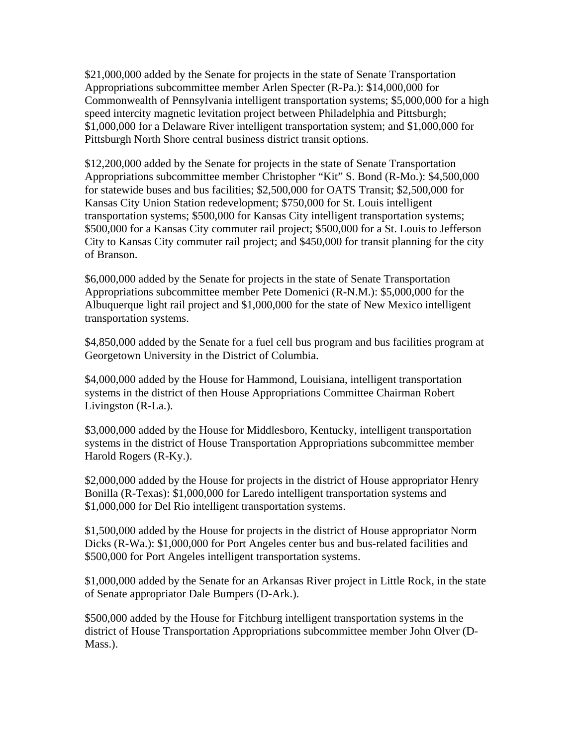$21,000,000 added by the Senate for projects in the state of Senate Transportation Appropriations subcommittee member Arlen Specter (R-Pa.): $14,000,000 for Commonwealth of Pennsylvania intelligent transportation systems; $5,000,000 for a high speed intercity magnetic levitation project between Philadelphia and Pittsburgh; $1,000,000 for a Delaware River intelligent transportation system; and $1,000,000 for Pittsburgh North Shore central business district transit options.

$12,200,000 added by the Senate for projects in the state of Senate Transportation Appropriations subcommittee member Christopher "Kit" S. Bond (R-Mo.): $4,500,000 for statewide buses and bus facilities; $2,500,000 for OATS Transit; $2,500,000 for Kansas City Union Station redevelopment; $750,000 for St. Louis intelligent transportation systems; $500,000 for Kansas City intelligent transportation systems; $500,000 for a Kansas City commuter rail project; $500,000 for a St. Louis to Jefferson City to Kansas City commuter rail project; and $450,000 for transit planning for the city of Branson.

$6,000,000 added by the Senate for projects in the state of Senate Transportation Appropriations subcommittee member Pete Domenici (R-N.M.): $5,000,000 for the Albuquerque light rail project and $1,000,000 for the state of New Mexico intelligent transportation systems.

$4,850,000 added by the Senate for a fuel cell bus program and bus facilities program at Georgetown University in the District of Columbia.

$4,000,000 added by the House for Hammond, Louisiana, intelligent transportation systems in the district of then House Appropriations Committee Chairman Robert Livingston (R-La.).

$3,000,000 added by the House for Middlesboro, Kentucky, intelligent transportation systems in the district of House Transportation Appropriations subcommittee member Harold Rogers (R-Ky.).

$2,000,000 added by the House for projects in the district of House appropriator Henry Bonilla (R-Texas): $1,000,000 for Laredo intelligent transportation systems and $1,000,000 for Del Rio intelligent transportation systems.

$1,500,000 added by the House for projects in the district of House appropriator Norm Dicks (R-Wa.): $1,000,000 for Port Angeles center bus and bus-related facilities and $500,000 for Port Angeles intelligent transportation systems.

$1,000,000 added by the Senate for an Arkansas River project in Little Rock, in the state of Senate appropriator Dale Bumpers (D-Ark.).

$500,000 added by the House for Fitchburg intelligent transportation systems in the district of House Transportation Appropriations subcommittee member John Olver (D-Mass.).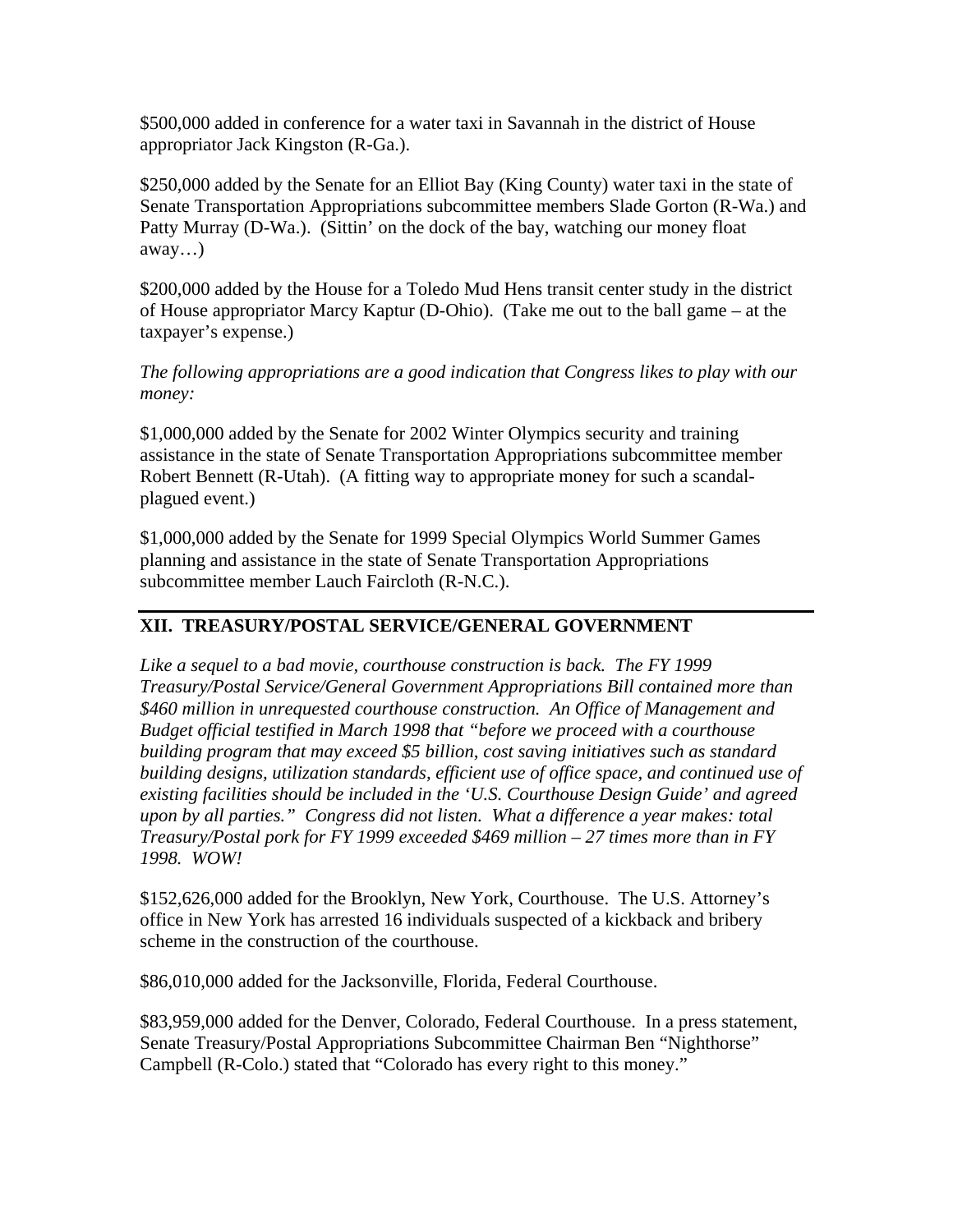$500,000 added in conference for a water taxi in Savannah in the district of House appropriator Jack Kingston (R-Ga.).

$250,000 added by the Senate for an Elliot Bay (King County) water taxi in the state of Senate Transportation Appropriations subcommittee members Slade Gorton (R-Wa.) and Patty Murray (D-Wa.). (Sittin' on the dock of the bay, watching our money float away…)

$200,000 added by the House for a Toledo Mud Hens transit center study in the district of House appropriator Marcy Kaptur (D-Ohio). (Take me out to the ball game – at the taxpayer's expense.)

*The following appropriations are a good indication that Congress likes to play with our money:*

$1,000,000 added by the Senate for 2002 Winter Olympics security and training assistance in the state of Senate Transportation Appropriations subcommittee member Robert Bennett (R-Utah). (A fitting way to appropriate money for such a scandal-plagued event.)

$1,000,000 added by the Senate for 1999 Special Olympics World Summer Games planning and assistance in the state of Senate Transportation Appropriations subcommittee member Lauch Faircloth (R-N.C.).

## XII. TREASURY/POSTAL SERVICE/GENERAL GOVERNMENT

*Like a sequel to a bad movie, courthouse construction is back. The FY 1999 Treasury/Postal Service/General Government Appropriations Bill contained more than $460 million in unrequested courthouse construction. An Office of Management and Budget official testified in March 1998 that "before we proceed with a courthouse building program that may exceed $5 billion, cost saving initiatives such as standard building designs, utilization standards, efficient use of office space, and continued use of existing facilities should be included in the 'U.S. Courthouse Design Guide' and agreed upon by all parties." Congress did not listen. What a difference a year makes: total Treasury/Postal pork for FY 1999 exceeded $469 million – 27 times more than in FY 1998. WOW!*

$152,626,000 added for the Brooklyn, New York, Courthouse. The U.S. Attorney's office in New York has arrested 16 individuals suspected of a kickback and bribery scheme in the construction of the courthouse.

$86,010,000 added for the Jacksonville, Florida, Federal Courthouse.

$83,959,000 added for the Denver, Colorado, Federal Courthouse. In a press statement, Senate Treasury/Postal Appropriations Subcommittee Chairman Ben "Nighthorse" Campbell (R-Colo.) stated that "Colorado has every right to this money."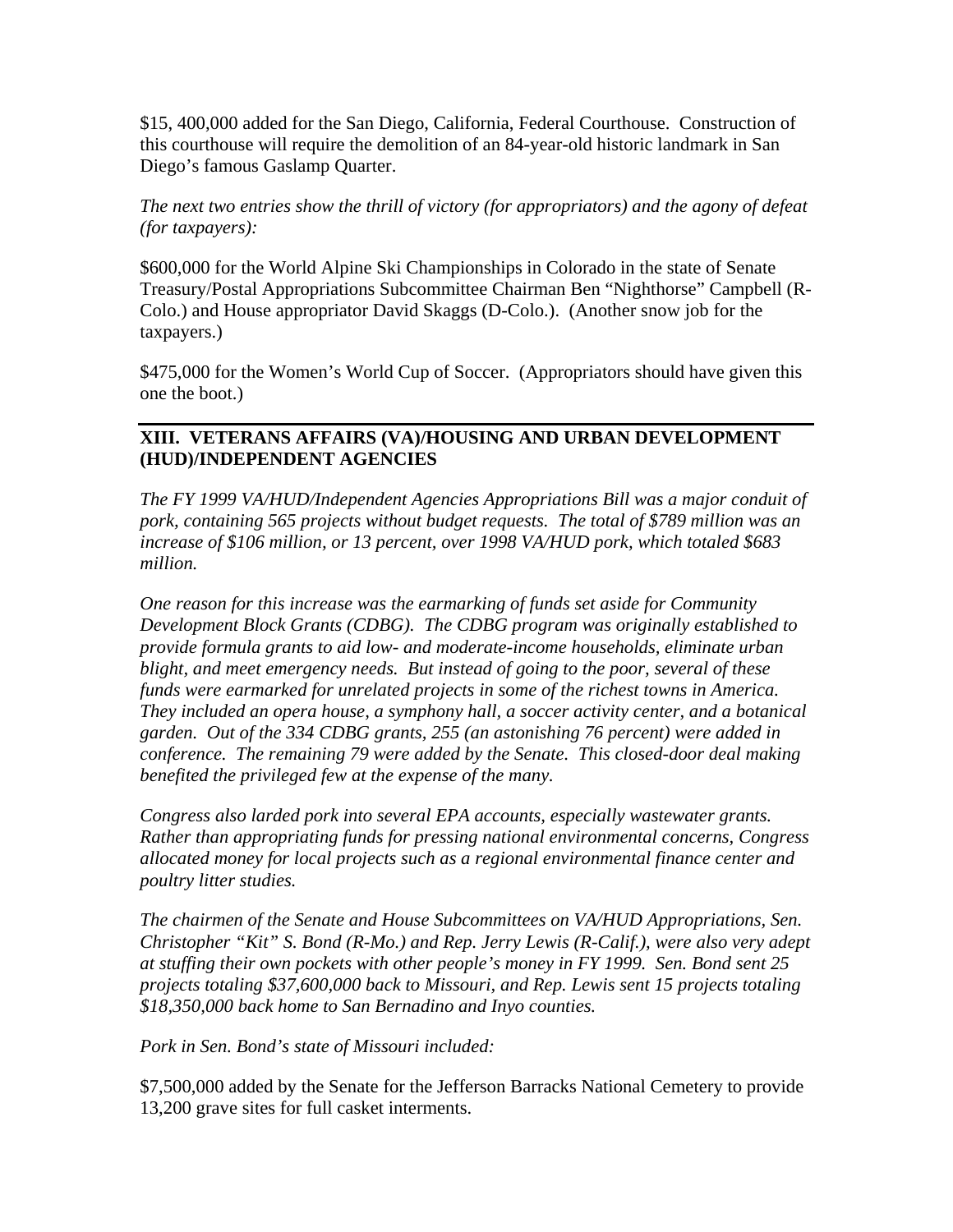$15, 400,000 added for the San Diego, California, Federal Courthouse. Construction of this courthouse will require the demolition of an 84-year-old historic landmark in San Diego's famous Gaslamp Quarter.

*The next two entries show the thrill of victory (for appropriators) and the agony of defeat (for taxpayers):*

$600,000 for the World Alpine Ski Championships in Colorado in the state of Senate Treasury/Postal Appropriations Subcommittee Chairman Ben "Nighthorse" Campbell (R-Colo.) and House appropriator David Skaggs (D-Colo.). (Another snow job for the taxpayers.)

$475,000 for the Women's World Cup of Soccer. (Appropriators should have given this one the boot.)

---

## XIII. VETERANS AFFAIRS (VA)/HOUSING AND URBAN DEVELOPMENT (HUD)/INDEPENDENT AGENCIES

*The FY 1999 VA/HUD/Independent Agencies Appropriations Bill was a major conduit of pork, containing 565 projects without budget requests. The total of $789 million was an increase of $106 million, or 13 percent, over 1998 VA/HUD pork, which totaled $683 million.*

*One reason for this increase was the earmarking of funds set aside for Community Development Block Grants (CDBG). The CDBG program was originally established to provide formula grants to aid low- and moderate-income households, eliminate urban blight, and meet emergency needs. But instead of going to the poor, several of these funds were earmarked for unrelated projects in some of the richest towns in America. They included an opera house, a symphony hall, a soccer activity center, and a botanical garden. Out of the 334 CDBG grants, 255 (an astonishing 76 percent) were added in conference. The remaining 79 were added by the Senate. This closed-door deal making benefited the privileged few at the expense of the many.*

*Congress also larded pork into several EPA accounts, especially wastewater grants. Rather than appropriating funds for pressing national environmental concerns, Congress allocated money for local projects such as a regional environmental finance center and poultry litter studies.*

*The chairmen of the Senate and House Subcommittees on VA/HUD Appropriations, Sen. Christopher "Kit" S. Bond (R-Mo.) and Rep. Jerry Lewis (R-Calif.), were also very adept at stuffing their own pockets with other people's money in FY 1999. Sen. Bond sent 25 projects totaling $37,600,000 back to Missouri, and Rep. Lewis sent 15 projects totaling $18,350,000 back home to San Bernadino and Inyo counties.*

*Pork in Sen. Bond's state of Missouri included:*

$7,500,000 added by the Senate for the Jefferson Barracks National Cemetery to provide 13,200 grave sites for full casket interments.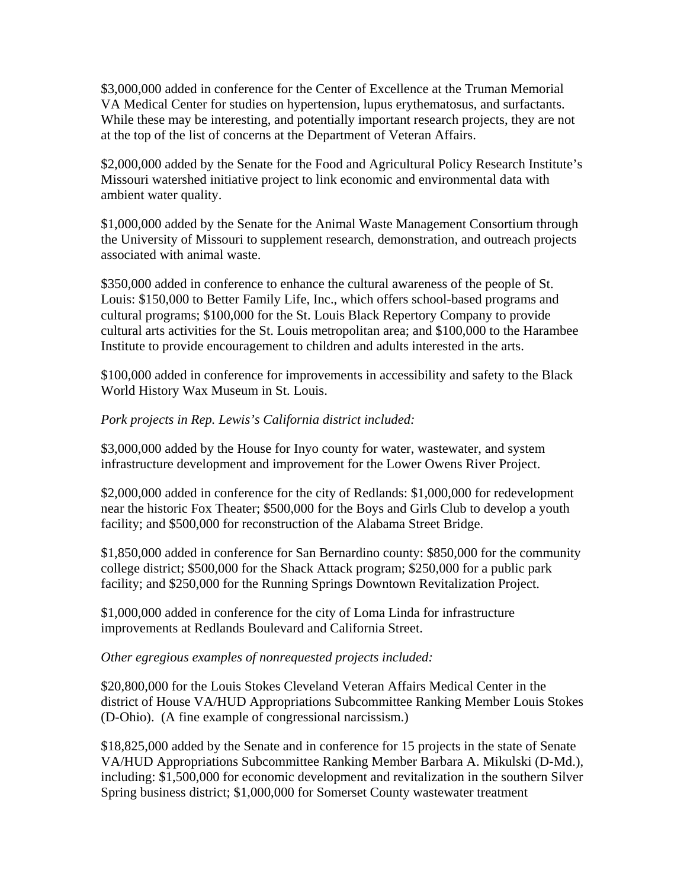$3,000,000 added in conference for the Center of Excellence at the Truman Memorial VA Medical Center for studies on hypertension, lupus erythematosus, and surfactants. While these may be interesting, and potentially important research projects, they are not at the top of the list of concerns at the Department of Veteran Affairs.

$2,000,000 added by the Senate for the Food and Agricultural Policy Research Institute's Missouri watershed initiative project to link economic and environmental data with ambient water quality.

$1,000,000 added by the Senate for the Animal Waste Management Consortium through the University of Missouri to supplement research, demonstration, and outreach projects associated with animal waste.

$350,000 added in conference to enhance the cultural awareness of the people of St. Louis: $150,000 to Better Family Life, Inc., which offers school-based programs and cultural programs; $100,000 for the St. Louis Black Repertory Company to provide cultural arts activities for the St. Louis metropolitan area; and $100,000 to the Harambee Institute to provide encouragement to children and adults interested in the arts.

$100,000 added in conference for improvements in accessibility and safety to the Black World History Wax Museum in St. Louis.

*Pork projects in Rep. Lewis's California district included:*

$3,000,000 added by the House for Inyo county for water, wastewater, and system infrastructure development and improvement for the Lower Owens River Project.

$2,000,000 added in conference for the city of Redlands: $1,000,000 for redevelopment near the historic Fox Theater; $500,000 for the Boys and Girls Club to develop a youth facility; and $500,000 for reconstruction of the Alabama Street Bridge.

$1,850,000 added in conference for San Bernardino county: $850,000 for the community college district; $500,000 for the Shack Attack program; $250,000 for a public park facility; and $250,000 for the Running Springs Downtown Revitalization Project.

$1,000,000 added in conference for the city of Loma Linda for infrastructure improvements at Redlands Boulevard and California Street.

*Other egregious examples of nonrequested projects included:*

$20,800,000 for the Louis Stokes Cleveland Veteran Affairs Medical Center in the district of House VA/HUD Appropriations Subcommittee Ranking Member Louis Stokes (D-Ohio). (A fine example of congressional narcissism.)

$18,825,000 added by the Senate and in conference for 15 projects in the state of Senate VA/HUD Appropriations Subcommittee Ranking Member Barbara A. Mikulski (D-Md.), including: $1,500,000 for economic development and revitalization in the southern Silver Spring business district; $1,000,000 for Somerset County wastewater treatment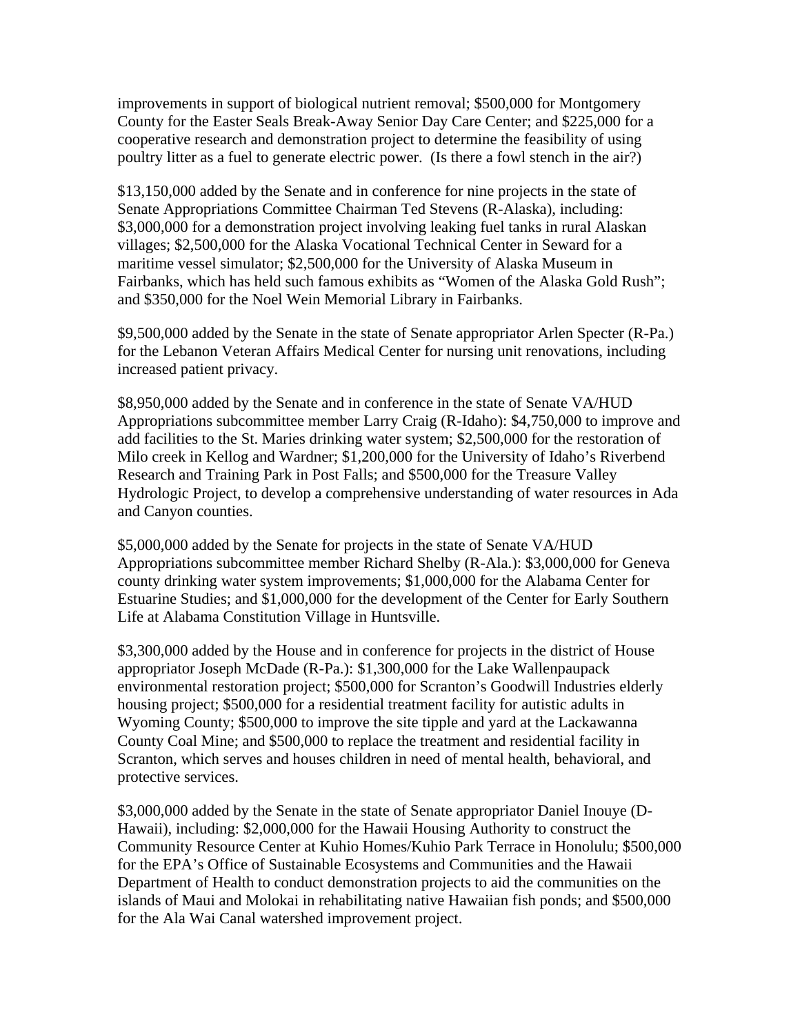improvements in support of biological nutrient removal; $500,000 for Montgomery County for the Easter Seals Break-Away Senior Day Care Center; and $225,000 for a cooperative research and demonstration project to determine the feasibility of using poultry litter as a fuel to generate electric power. (Is there a fowl stench in the air?)

$13,150,000 added by the Senate and in conference for nine projects in the state of Senate Appropriations Committee Chairman Ted Stevens (R-Alaska), including: $3,000,000 for a demonstration project involving leaking fuel tanks in rural Alaskan villages; $2,500,000 for the Alaska Vocational Technical Center in Seward for a maritime vessel simulator; $2,500,000 for the University of Alaska Museum in Fairbanks, which has held such famous exhibits as "Women of the Alaska Gold Rush"; and $350,000 for the Noel Wein Memorial Library in Fairbanks.

$9,500,000 added by the Senate in the state of Senate appropriator Arlen Specter (R-Pa.) for the Lebanon Veteran Affairs Medical Center for nursing unit renovations, including increased patient privacy.

$8,950,000 added by the Senate and in conference in the state of Senate VA/HUD Appropriations subcommittee member Larry Craig (R-Idaho): $4,750,000 to improve and add facilities to the St. Maries drinking water system; $2,500,000 for the restoration of Milo creek in Kellog and Wardner; $1,200,000 for the University of Idaho's Riverbend Research and Training Park in Post Falls; and $500,000 for the Treasure Valley Hydrologic Project, to develop a comprehensive understanding of water resources in Ada and Canyon counties.

$5,000,000 added by the Senate for projects in the state of Senate VA/HUD Appropriations subcommittee member Richard Shelby (R-Ala.): $3,000,000 for Geneva county drinking water system improvements; $1,000,000 for the Alabama Center for Estuarine Studies; and $1,000,000 for the development of the Center for Early Southern Life at Alabama Constitution Village in Huntsville.

$3,300,000 added by the House and in conference for projects in the district of House appropriator Joseph McDade (R-Pa.): $1,300,000 for the Lake Wallenpaupack environmental restoration project; $500,000 for Scranton's Goodwill Industries elderly housing project; $500,000 for a residential treatment facility for autistic adults in Wyoming County; $500,000 to improve the site tipple and yard at the Lackawanna County Coal Mine; and $500,000 to replace the treatment and residential facility in Scranton, which serves and houses children in need of mental health, behavioral, and protective services.

$3,000,000 added by the Senate in the state of Senate appropriator Daniel Inouye (D-Hawaii), including: $2,000,000 for the Hawaii Housing Authority to construct the Community Resource Center at Kuhio Homes/Kuhio Park Terrace in Honolulu; $500,000 for the EPA's Office of Sustainable Ecosystems and Communities and the Hawaii Department of Health to conduct demonstration projects to aid the communities on the islands of Maui and Molokai in rehabilitating native Hawaiian fish ponds; and $500,000 for the Ala Wai Canal watershed improvement project.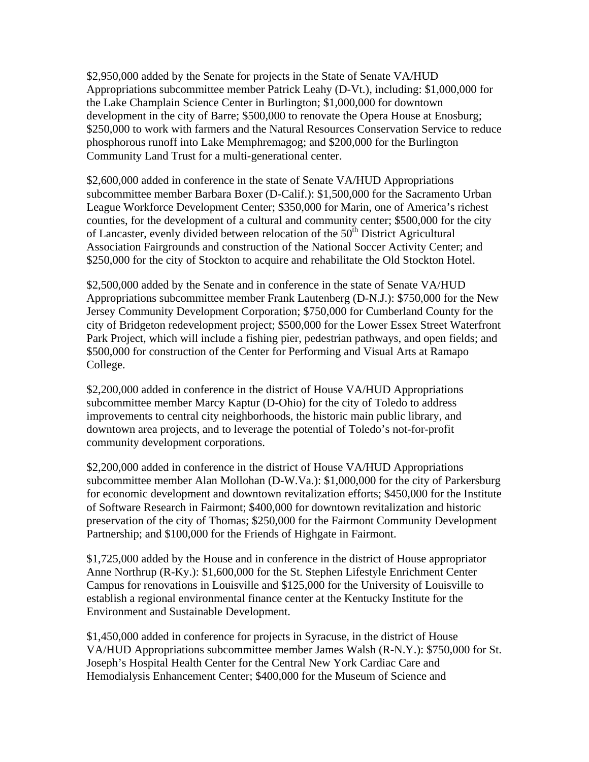$2,950,000 added by the Senate for projects in the State of Senate VA/HUD Appropriations subcommittee member Patrick Leahy (D-Vt.), including: $1,000,000 for the Lake Champlain Science Center in Burlington; $1,000,000 for downtown development in the city of Barre; $500,000 to renovate the Opera House at Enosburg; $250,000 to work with farmers and the Natural Resources Conservation Service to reduce phosphorous runoff into Lake Memphremagog; and $200,000 for the Burlington Community Land Trust for a multi-generational center.

$2,600,000 added in conference in the state of Senate VA/HUD Appropriations subcommittee member Barbara Boxer (D-Calif.): $1,500,000 for the Sacramento Urban League Workforce Development Center; $350,000 for Marin, one of America's richest counties, for the development of a cultural and community center; $500,000 for the city of Lancaster, evenly divided between relocation of the 50th District Agricultural Association Fairgrounds and construction of the National Soccer Activity Center; and $250,000 for the city of Stockton to acquire and rehabilitate the Old Stockton Hotel.

$2,500,000 added by the Senate and in conference in the state of Senate VA/HUD Appropriations subcommittee member Frank Lautenberg (D-N.J.): $750,000 for the New Jersey Community Development Corporation; $750,000 for Cumberland County for the city of Bridgeton redevelopment project; $500,000 for the Lower Essex Street Waterfront Park Project, which will include a fishing pier, pedestrian pathways, and open fields; and $500,000 for construction of the Center for Performing and Visual Arts at Ramapo College.

$2,200,000 added in conference in the district of House VA/HUD Appropriations subcommittee member Marcy Kaptur (D-Ohio) for the city of Toledo to address improvements to central city neighborhoods, the historic main public library, and downtown area projects, and to leverage the potential of Toledo's not-for-profit community development corporations.

$2,200,000 added in conference in the district of House VA/HUD Appropriations subcommittee member Alan Mollohan (D-W.Va.): $1,000,000 for the city of Parkersburg for economic development and downtown revitalization efforts; $450,000 for the Institute of Software Research in Fairmont; $400,000 for downtown revitalization and historic preservation of the city of Thomas; $250,000 for the Fairmont Community Development Partnership; and $100,000 for the Friends of Highgate in Fairmont.

$1,725,000 added by the House and in conference in the district of House appropriator Anne Northrup (R-Ky.): $1,600,000 for the St. Stephen Lifestyle Enrichment Center Campus for renovations in Louisville and $125,000 for the University of Louisville to establish a regional environmental finance center at the Kentucky Institute for the Environment and Sustainable Development.

$1,450,000 added in conference for projects in Syracuse, in the district of House VA/HUD Appropriations subcommittee member James Walsh (R-N.Y.): $750,000 for St. Joseph's Hospital Health Center for the Central New York Cardiac Care and Hemodialysis Enhancement Center; $400,000 for the Museum of Science and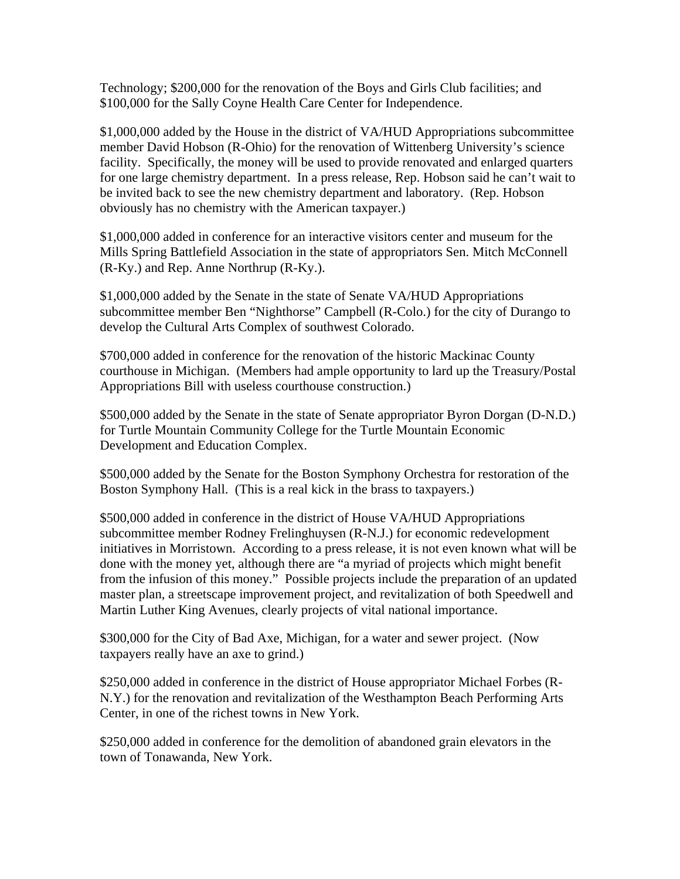Technology; $200,000 for the renovation of the Boys and Girls Club facilities; and $100,000 for the Sally Coyne Health Care Center for Independence.

$1,000,000 added by the House in the district of VA/HUD Appropriations subcommittee member David Hobson (R-Ohio) for the renovation of Wittenberg University's science facility. Specifically, the money will be used to provide renovated and enlarged quarters for one large chemistry department. In a press release, Rep. Hobson said he can't wait to be invited back to see the new chemistry department and laboratory. (Rep. Hobson obviously has no chemistry with the American taxpayer.)

$1,000,000 added in conference for an interactive visitors center and museum for the Mills Spring Battlefield Association in the state of appropriators Sen. Mitch McConnell (R-Ky.) and Rep. Anne Northrup (R-Ky.).

$1,000,000 added by the Senate in the state of Senate VA/HUD Appropriations subcommittee member Ben "Nighthorse" Campbell (R-Colo.) for the city of Durango to develop the Cultural Arts Complex of southwest Colorado.

$700,000 added in conference for the renovation of the historic Mackinac County courthouse in Michigan. (Members had ample opportunity to lard up the Treasury/Postal Appropriations Bill with useless courthouse construction.)

$500,000 added by the Senate in the state of Senate appropriator Byron Dorgan (D-N.D.) for Turtle Mountain Community College for the Turtle Mountain Economic Development and Education Complex.

$500,000 added by the Senate for the Boston Symphony Orchestra for restoration of the Boston Symphony Hall. (This is a real kick in the brass to taxpayers.)

$500,000 added in conference in the district of House VA/HUD Appropriations subcommittee member Rodney Frelinghuysen (R-N.J.) for economic redevelopment initiatives in Morristown. According to a press release, it is not even known what will be done with the money yet, although there are "a myriad of projects which might benefit from the infusion of this money." Possible projects include the preparation of an updated master plan, a streetscape improvement project, and revitalization of both Speedwell and Martin Luther King Avenues, clearly projects of vital national importance.

$300,000 for the City of Bad Axe, Michigan, for a water and sewer project. (Now taxpayers really have an axe to grind.)

$250,000 added in conference in the district of House appropriator Michael Forbes (R-N.Y.) for the renovation and revitalization of the Westhampton Beach Performing Arts Center, in one of the richest towns in New York.

$250,000 added in conference for the demolition of abandoned grain elevators in the town of Tonawanda, New York.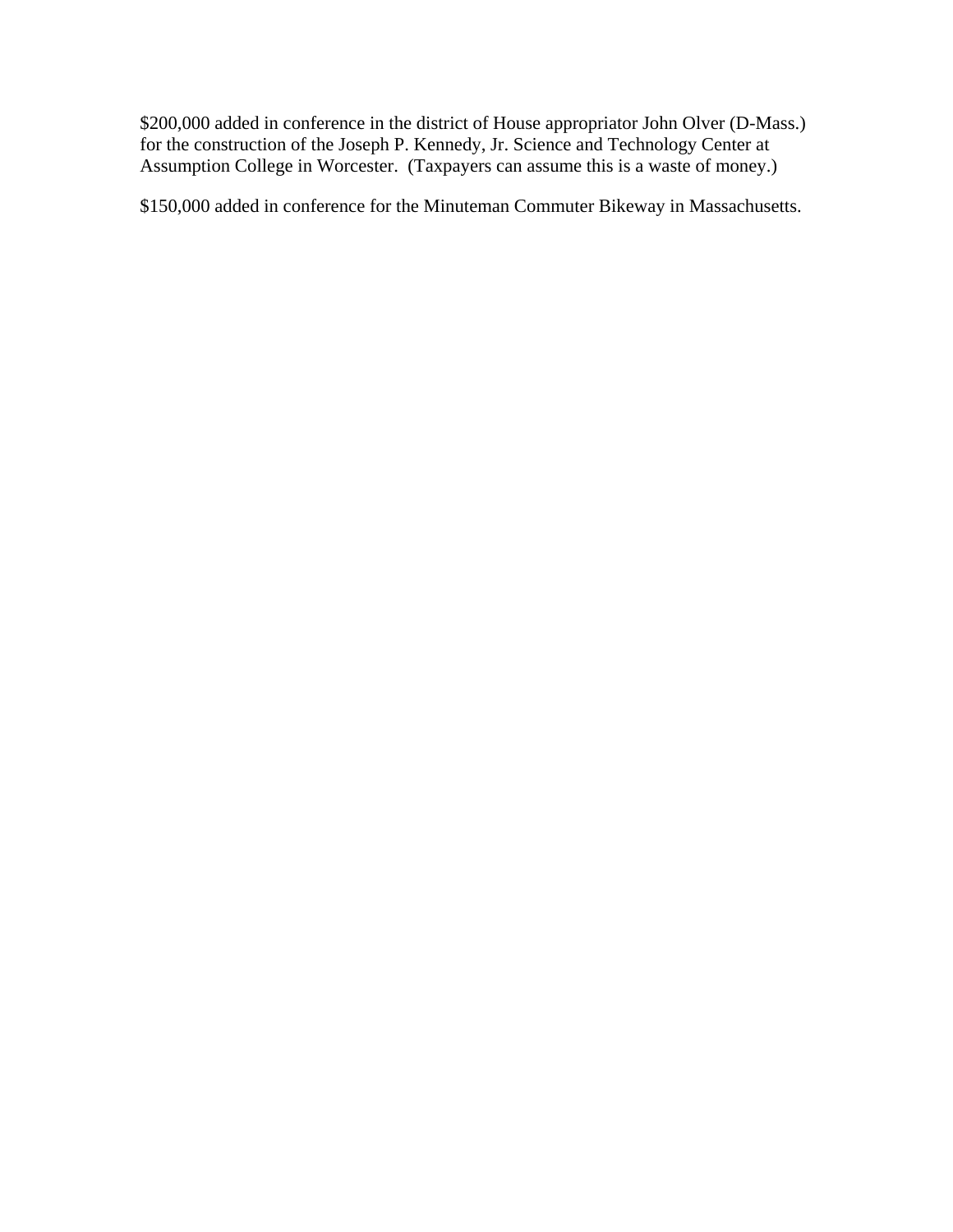$200,000 added in conference in the district of House appropriator John Olver (D-Mass.) for the construction of the Joseph P. Kennedy, Jr. Science and Technology Center at Assumption College in Worcester.  (Taxpayers can assume this is a waste of money.)

$150,000 added in conference for the Minuteman Commuter Bikeway in Massachusetts.